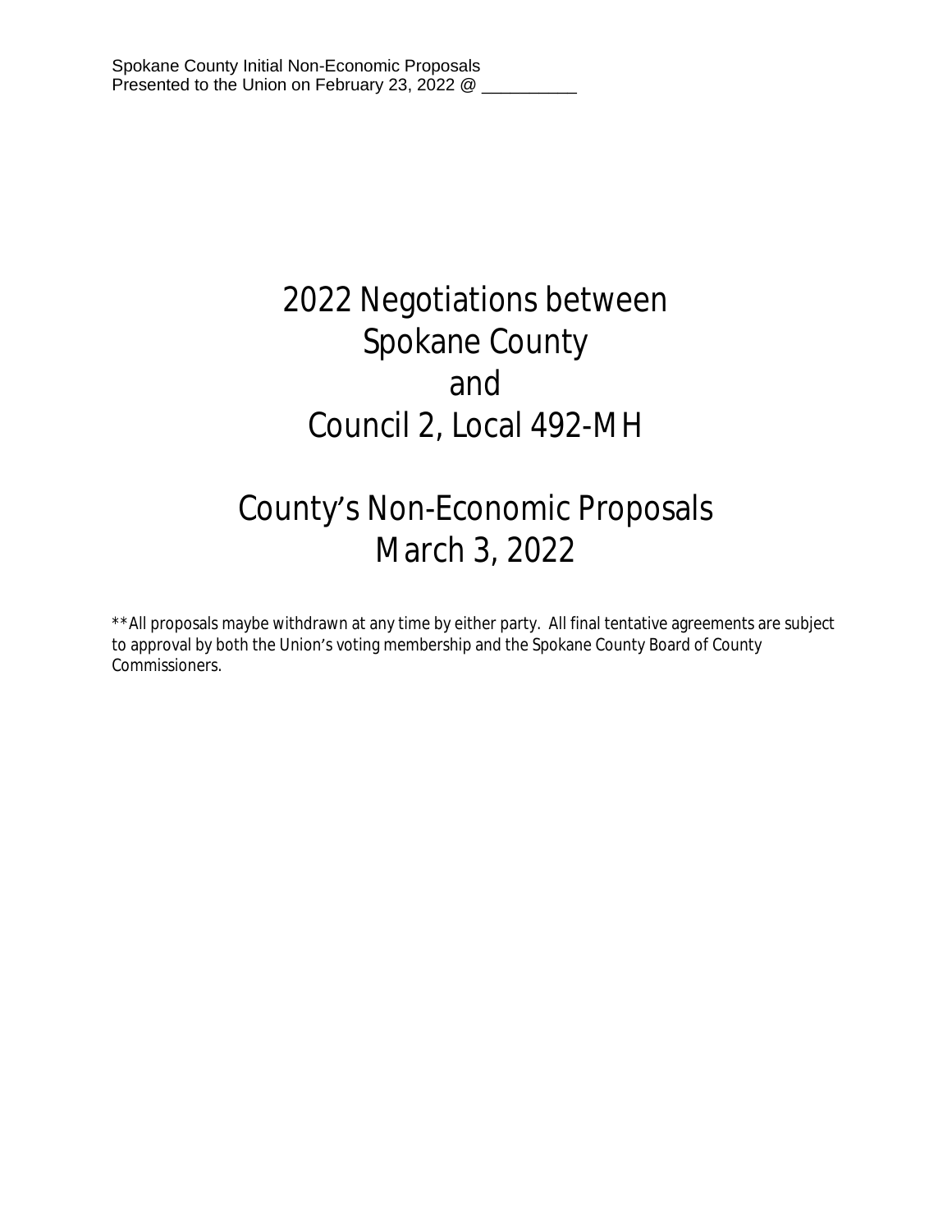Spokane County Initial Non-Economic Proposals
Presented to the Union on February 23, 2022 @ __________

# 2022 Negotiations between Spokane County and Council 2, Local 492-MH

# County's Non-Economic Proposals March 3, 2022

**All proposals maybe withdrawn at any time by either party. All final tentative agreements are subject to approval by both the Union's voting membership and the Spokane County Board of County Commissioners.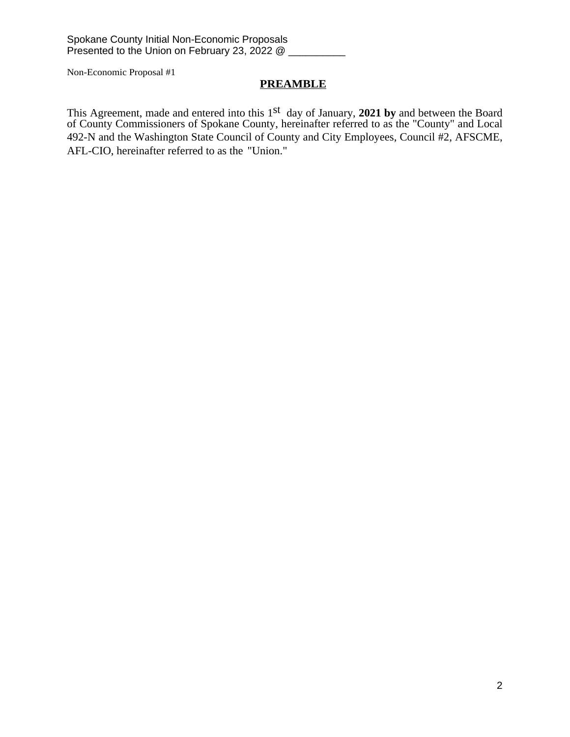Spokane County Initial Non-Economic Proposals
Presented to the Union on February 23, 2022 @ __________

Non-Economic Proposal #1

## PREAMBLE

This Agreement, made and entered into this 1st day of January, **2021 by** and between the Board of County Commissioners of Spokane County, hereinafter referred to as the "County" and Local 492-N and the Washington State Council of County and City Employees, Council #2, AFSCME, AFL-CIO, hereinafter referred to as the "Union."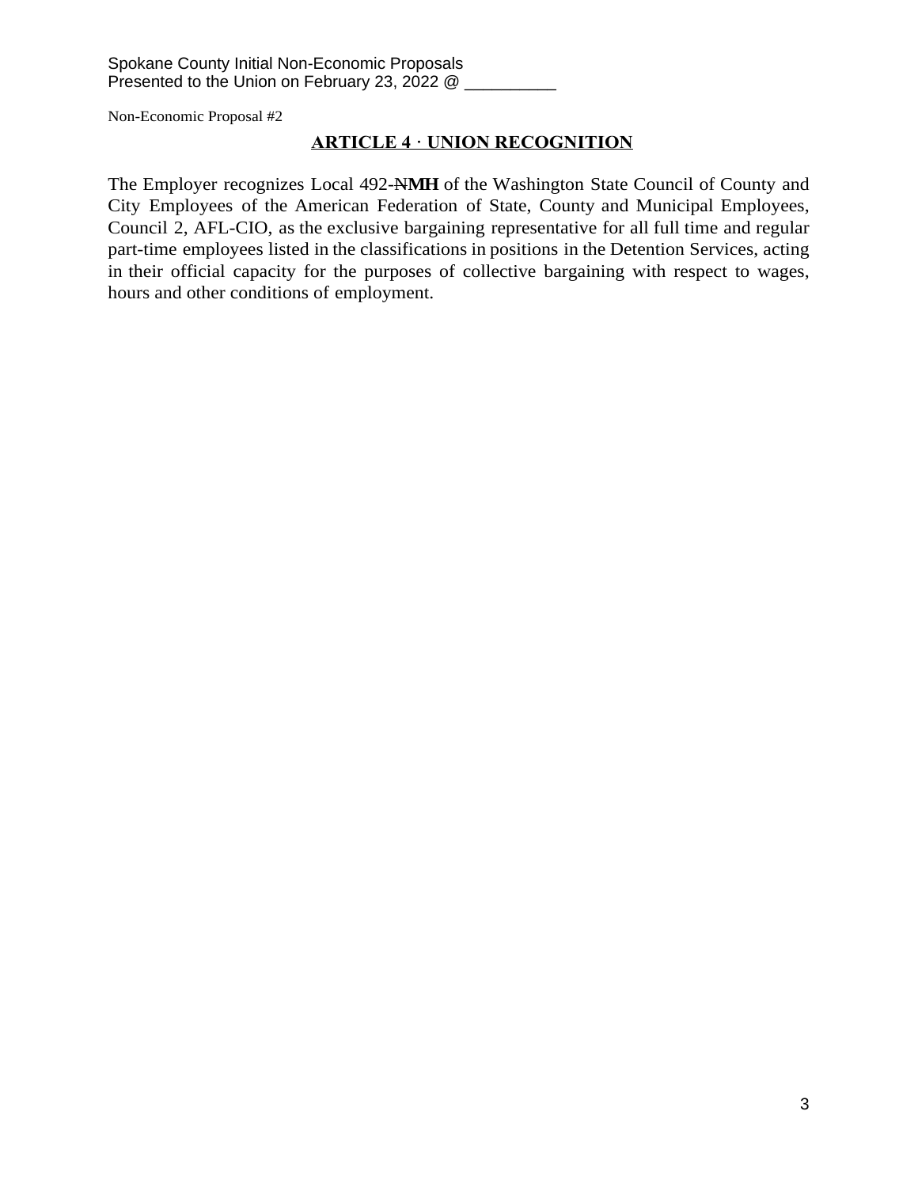Spokane County Initial Non-Economic Proposals
Presented to the Union on February 23, 2022 @ __________

Non-Economic Proposal #2

## ARTICLE 4 · UNION RECOGNITION

The Employer recognizes Local 492-~~N~~**MH** of the Washington State Council of County and City Employees of the American Federation of State, County and Municipal Employees, Council 2, AFL-CIO, as the exclusive bargaining representative for all full time and regular part-time employees listed in the classifications in positions in the Detention Services, acting in their official capacity for the purposes of collective bargaining with respect to wages, hours and other conditions of employment.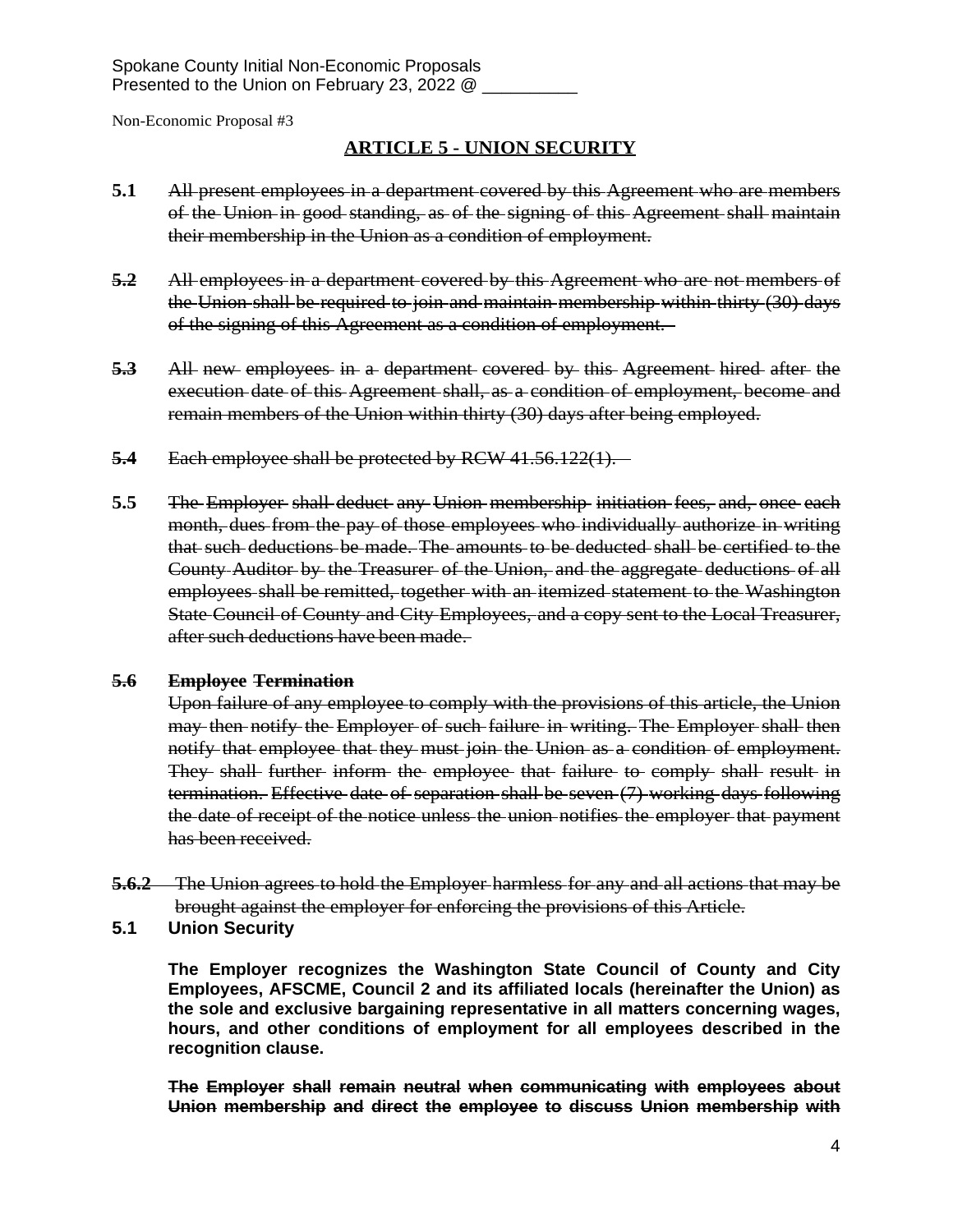Spokane County Initial Non-Economic Proposals
Presented to the Union on February 23, 2022 @ __________

Non-Economic Proposal #3

## ARTICLE 5 - UNION SECURITY

**5.1** ~~All present employees in a department covered by this Agreement who are members of the Union in good standing, as of the signing of this Agreement shall maintain their membership in the Union as a condition of employment.~~

~~**5.2**~~ ~~All employees in a department covered by this Agreement who are not members of the Union shall be required to join and maintain membership within thirty (30) days of the signing of this Agreement as a condition of employment.~~

~~**5.3**~~ ~~All new employees in a department covered by this Agreement hired after the execution date of this Agreement shall, as a condition of employment, become and remain members of the Union within thirty (30) days after being employed.~~

~~**5.4**~~ ~~Each employee shall be protected by RCW 41.56.122(1).~~

**5.5** ~~The Employer shall deduct any Union membership initiation fees, and, once each month, dues from the pay of those employees who individually authorize in writing that such deductions be made. The amounts to be deducted shall be certified to the County Auditor by the Treasurer of the Union, and the aggregate deductions of all employees shall be remitted, together with an itemized statement to the Washington State Council of County and City Employees, and a copy sent to the Local Treasurer, after such deductions have been made.~~

~~**5.6**~~ **Employee** ~~**Termination**~~

~~Upon failure of any employee to comply with the provisions of this article, the Union may then notify the Employer of such failure in writing. The Employer shall then notify that employee that they must join the Union as a condition of employment. They shall further inform the employee that failure to comply shall result in termination. Effective date of separation shall be seven (7) working days following the date of receipt of the notice unless the union notifies the employer that payment has been received.~~

~~**5.6.2**~~ ~~The Union agrees to hold the Employer harmless for any and all actions that may be brought against the employer for enforcing the provisions of this Article.~~

**5.1 Union Security**

**The Employer recognizes the Washington State Council of County and City Employees, AFSCME, Council 2 and its affiliated locals (hereinafter the Union) as the sole and exclusive bargaining representative in all matters concerning wages, hours, and other conditions of employment for all employees described in the recognition clause.**

~~**The Employer shall remain neutral when communicating with employees about Union membership and direct the employee to discuss Union membership with**~~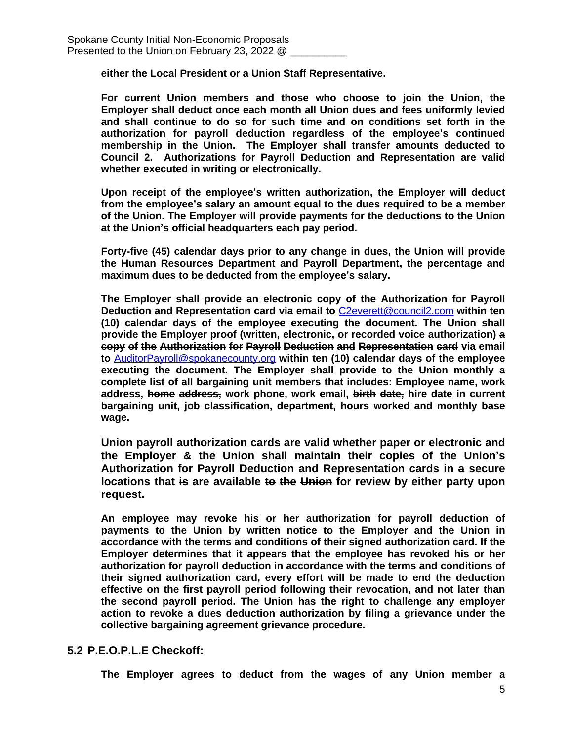**~~either the Local President or a Union Staff Representative.~~**

**For current Union members and those who choose to join the Union, the Employer shall deduct once each month all Union dues and fees uniformly levied and shall continue to do so for such time and on conditions set forth in the authorization for payroll deduction regardless of the employee's continued membership in the Union. The Employer shall transfer amounts deducted to Council 2. Authorizations for Payroll Deduction and Representation are valid whether executed in writing or electronically.**

**Upon receipt of the employee's written authorization, the Employer will deduct from the employee's salary an amount equal to the dues required to be a member of the Union. The Employer will provide payments for the deductions to the Union at the Union's official headquarters each pay period.**

**Forty-five (45) calendar days prior to any change in dues, the Union will provide the Human Resources Department and Payroll Department, the percentage and maximum dues to be deducted from the employee's salary.**

**~~The Employer shall provide an electronic copy of the Authorization for Payroll Deduction and Representation card via email to~~ ~~C2everett@council2.com~~ ~~within ten (10) calendar days of the employee executing the document.~~ The Union shall provide the Employer proof (written, electronic, or recorded voice authorization) ~~a copy of the Authorization for Payroll Deduction and Representation card~~ via email to AuditorPayroll@spokanecounty.org within ten (10) calendar days of the employee executing the document. The Employer shall provide to the Union monthly a complete list of all bargaining unit members that includes: Employee name, work address, ~~home address,~~ work phone, work email, ~~birth date,~~ hire date in current bargaining unit, job classification, department, hours worked and monthly base wage.**

**Union payroll authorization cards are valid whether paper or electronic and the Employer & the Union shall maintain their copies of the Union's Authorization for Payroll Deduction and Representation cards in ~~a~~ secure locations that ~~is~~ are available ~~to the Union~~ for review by either party upon request.**

**An employee may revoke his or her authorization for payroll deduction of payments to the Union by written notice to the Employer and the Union in accordance with the terms and conditions of their signed authorization card. If the Employer determines that it appears that the employee has revoked his or her authorization for payroll deduction in accordance with the terms and conditions of their signed authorization card, every effort will be made to end the deduction effective on the first payroll period following their revocation, and not later than the second payroll period. The Union has the right to challenge any employer action to revoke a dues deduction authorization by filing a grievance under the collective bargaining agreement grievance procedure.**

### 5.2 P.E.O.P.L.E Checkoff:

**The Employer agrees to deduct from the wages of any Union member a**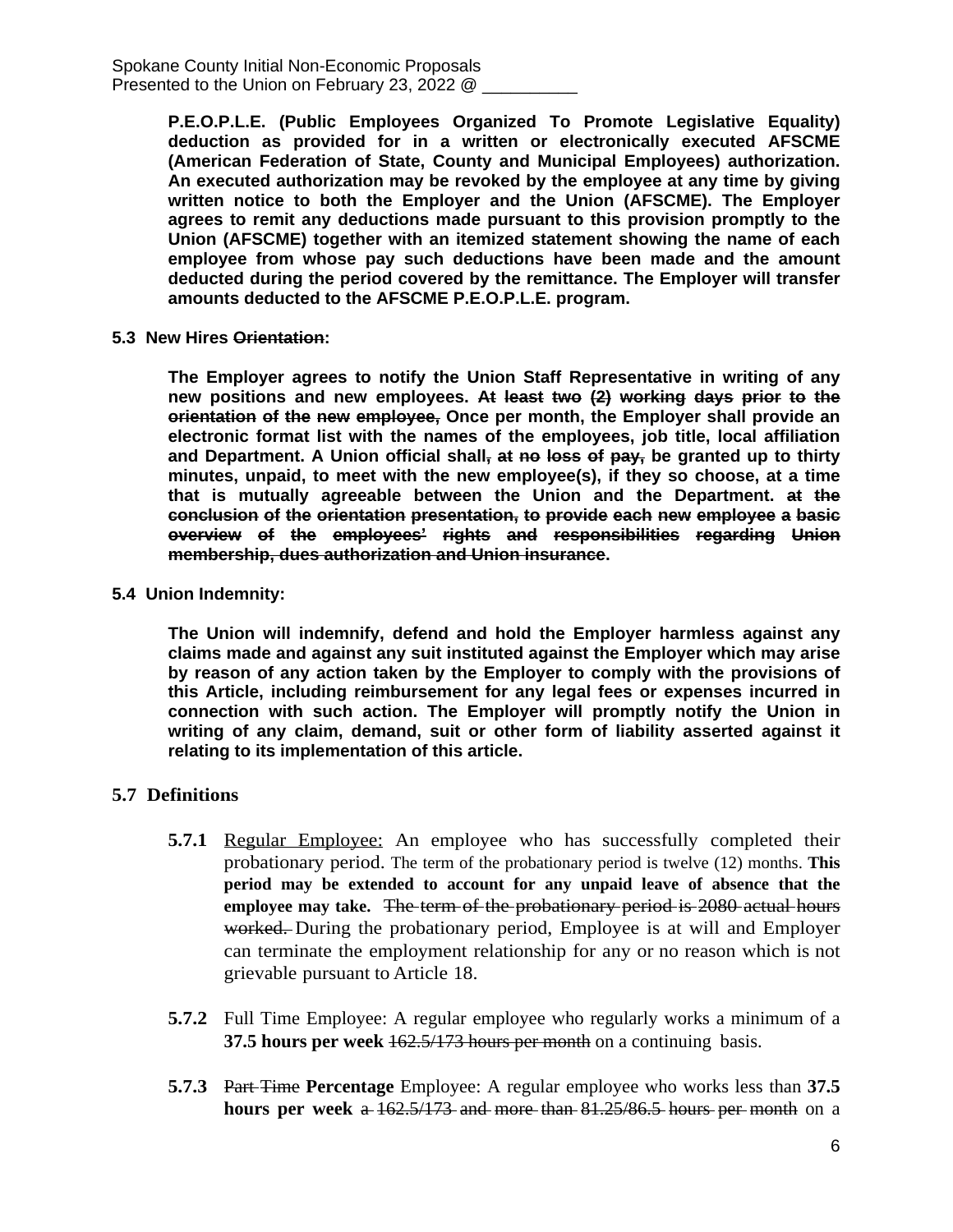**P.E.O.P.L.E. (Public Employees Organized To Promote Legislative Equality) deduction as provided for in a written or electronically executed AFSCME (American Federation of State, County and Municipal Employees) authorization. An executed authorization may be revoked by the employee at any time by giving written notice to both the Employer and the Union (AFSCME). The Employer agrees to remit any deductions made pursuant to this provision promptly to the Union (AFSCME) together with an itemized statement showing the name of each employee from whose pay such deductions have been made and the amount deducted during the period covered by the remittance. The Employer will transfer amounts deducted to the AFSCME P.E.O.P.L.E. program.**

**5.3 New Hires ~~Orientation~~:**

**The Employer agrees to notify the Union Staff Representative in writing of any new positions and new employees. ~~At least two (2) working days prior to the orientation of the new employee,~~ Once per month, the Employer shall provide an electronic format list with the names of the employees, job title, local affiliation and Department. A Union official shall~~, at no loss of pay,~~ be granted up to thirty minutes, unpaid, to meet with the new employee(s), if they so choose, at a time that is mutually agreeable between the Union and the Department. ~~at the conclusion of the orientation presentation, to provide each new employee a basic overview of the employees' rights and responsibilities regarding Union membership, dues authorization and Union insurance~~.**

**5.4 Union Indemnity:**

**The Union will indemnify, defend and hold the Employer harmless against any claims made and against any suit instituted against the Employer which may arise by reason of any action taken by the Employer to comply with the provisions of this Article, including reimbursement for any legal fees or expenses incurred in connection with such action. The Employer will promptly notify the Union in writing of any claim, demand, suit or other form of liability asserted against it relating to its implementation of this article.**

**5.7 Definitions**

**5.7.1** Regular Employee: An employee who has successfully completed their probationary period. The term of the probationary period is twelve (12) months. **This period may be extended to account for any unpaid leave of absence that the employee may take.** ~~The term of the probationary period is 2080 actual hours worked.~~ During the probationary period, Employee is at will and Employer can terminate the employment relationship for any or no reason which is not grievable pursuant to Article 18.

**5.7.2** Full Time Employee: A regular employee who regularly works a minimum of a **37.5 hours per week** ~~162.5/173 hours per month~~ on a continuing basis.

**5.7.3** ~~Part Time~~ **Percentage** Employee: A regular employee who works less than **37.5 hours per week** ~~a 162.5/173 and more than 81.25/86.5 hours per month~~ on a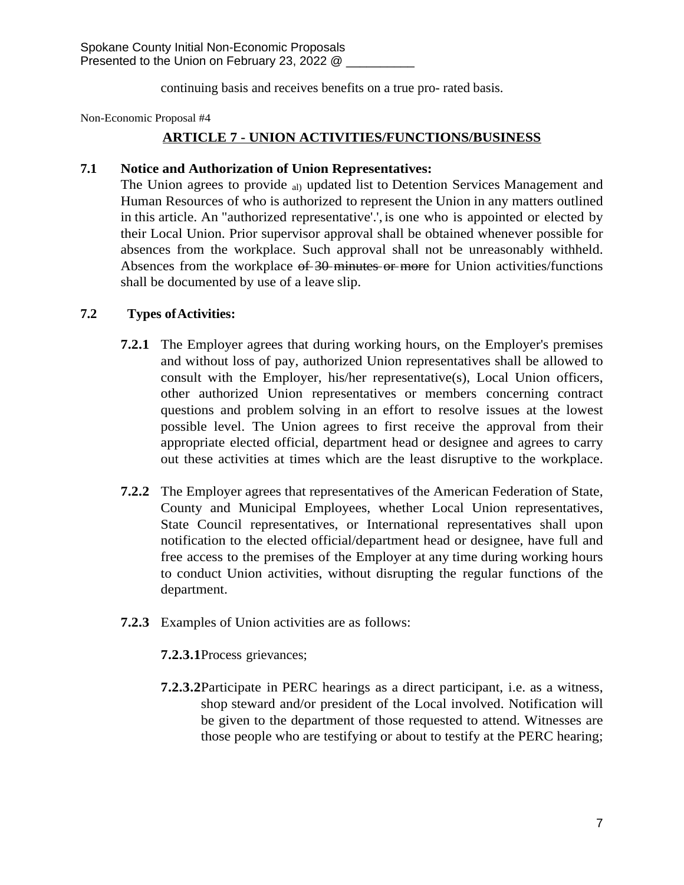continuing basis and receives benefits on a true pro- rated basis.

Non-Economic Proposal #4

## ARTICLE 7 - UNION ACTIVITIES/FUNCTIONS/BUSINESS

**7.1 Notice and Authorization of Union Representatives:**
The Union agrees to provide al) updated list to Detention Services Management and Human Resources of who is authorized to represent the Union in any matters outlined in this article. An "authorized representative'.', is one who is appointed or elected by their Local Union. Prior supervisor approval shall be obtained whenever possible for absences from the workplace. Such approval shall not be unreasonably withheld. Absences from the workplace ~~of 30 minutes or more~~ for Union activities/functions shall be documented by use of a leave slip.

**7.2 Types of Activities:**

**7.2.1** The Employer agrees that during working hours, on the Employer's premises and without loss of pay, authorized Union representatives shall be allowed to consult with the Employer, his/her representative(s), Local Union officers, other authorized Union representatives or members concerning contract questions and problem solving in an effort to resolve issues at the lowest possible level. The Union agrees to first receive the approval from their appropriate elected official, department head or designee and agrees to carry out these activities at times which are the least disruptive to the workplace.

**7.2.2** The Employer agrees that representatives of the American Federation of State, County and Municipal Employees, whether Local Union representatives, State Council representatives, or International representatives shall upon notification to the elected official/department head or designee, have full and free access to the premises of the Employer at any time during working hours to conduct Union activities, without disrupting the regular functions of the department.

**7.2.3** Examples of Union activities are as follows:

**7.2.3.1** Process grievances;

**7.2.3.2** Participate in PERC hearings as a direct participant, i.e. as a witness, shop steward and/or president of the Local involved. Notification will be given to the department of those requested to attend. Witnesses are those people who are testifying or about to testify at the PERC hearing;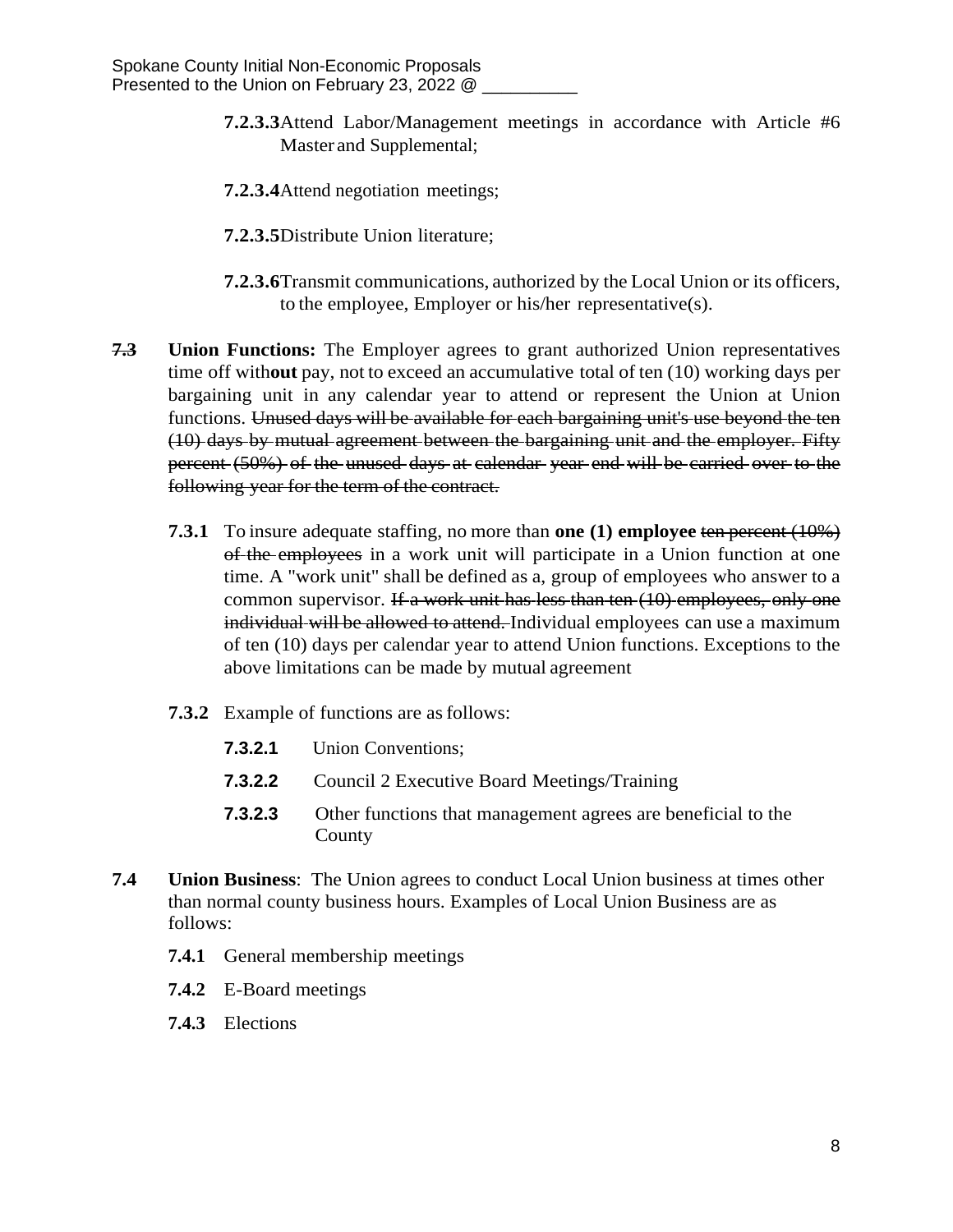**7.2.3.3** Attend Labor/Management meetings in accordance with Article #6 Master and Supplemental;

**7.2.3.4** Attend negotiation meetings;

**7.2.3.5** Distribute Union literature;

**7.2.3.6** Transmit communications, authorized by the Local Union or its officers, to the employee, Employer or his/her representative(s).

**~~7.3~~** **Union Functions:** The Employer agrees to grant authorized Union representatives time off with**out** pay, not to exceed an accumulative total of ten (10) working days per bargaining unit in any calendar year to attend or represent the Union at Union functions. ~~Unused days will be available for each bargaining unit's use beyond the ten (10) days by mutual agreement between the bargaining unit and the employer. Fifty percent (50%) of the unused days at calendar year end will be carried over to the following year for the term of the contract.~~

**7.3.1** To insure adequate staffing, no more than **one (1) employee** ~~ten percent (10%) of the employees~~ in a work unit will participate in a Union function at one time. A "work unit" shall be defined as a, group of employees who answer to a common supervisor. ~~If a work unit has less than ten (10) employees, only one individual will be allowed to attend.~~ Individual employees can use a maximum of ten (10) days per calendar year to attend Union functions. Exceptions to the above limitations can be made by mutual agreement

**7.3.2** Example of functions are as follows:

**7.3.2.1** Union Conventions;

**7.3.2.2** Council 2 Executive Board Meetings/Training

**7.3.2.3** Other functions that management agrees are beneficial to the County

**7.4** **Union Business**: The Union agrees to conduct Local Union business at times other than normal county business hours. Examples of Local Union Business are as follows:

**7.4.1** General membership meetings

**7.4.2** E-Board meetings

**7.4.3** Elections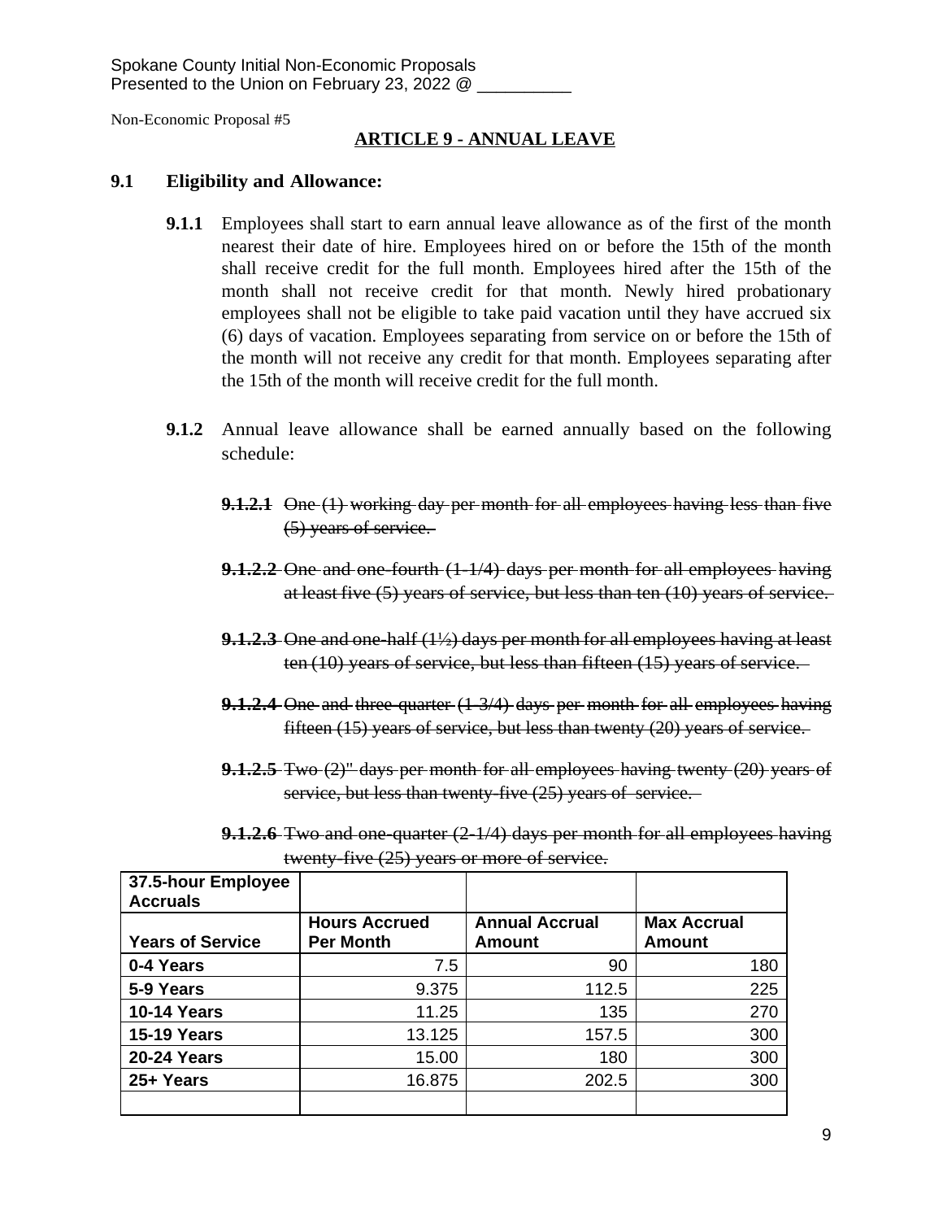Spokane County Initial Non-Economic Proposals
Presented to the Union on February 23, 2022 @ __________

Non-Economic Proposal #5

## ARTICLE 9 - ANNUAL LEAVE

**9.1 Eligibility and Allowance:**

**9.1.1** Employees shall start to earn annual leave allowance as of the first of the month nearest their date of hire. Employees hired on or before the 15th of the month shall receive credit for the full month. Employees hired after the 15th of the month shall not receive credit for that month. Newly hired probationary employees shall not be eligible to take paid vacation until they have accrued six (6) days of vacation. Employees separating from service on or before the 15th of the month will not receive any credit for that month. Employees separating after the 15th of the month will receive credit for the full month.

**9.1.2** Annual leave allowance shall be earned annually based on the following schedule:

~~**9.1.2.1** One (1) working day per month for all employees having less than five (5) years of service.~~

~~**9.1.2.2** One and one-fourth (1-1/4) days per month for all employees having at least five (5) years of service, but less than ten (10) years of service.~~

~~**9.1.2.3** One and one-half (1½) days per month for all employees having at least ten (10) years of service, but less than fifteen (15) years of service.~~

~~**9.1.2.4** One and three-quarter (1-3/4) days per month for all employees having fifteen (15) years of service, but less than twenty (20) years of service.~~

~~**9.1.2.5** Two (2)" days per month for all employees having twenty (20) years of service, but less than twenty-five (25) years of service.~~

~~**9.1.2.6** Two and one-quarter (2-1/4) days per month for all employees having twenty-five (25) years or more of service.~~

| 37.5-hour Employee Accruals | | | |
|---|---|---|---|
| **Years of Service** | **Hours Accrued Per Month** | **Annual Accrual Amount** | **Max Accrual Amount** |
| **0-4 Years** | 7.5 | 90 | 180 |
| **5-9 Years** | 9.375 | 112.5 | 225 |
| **10-14 Years** | 11.25 | 135 | 270 |
| **15-19 Years** | 13.125 | 157.5 | 300 |
| **20-24 Years** | 15.00 | 180 | 300 |
| **25+ Years** | 16.875 | 202.5 | 300 |
| | | | |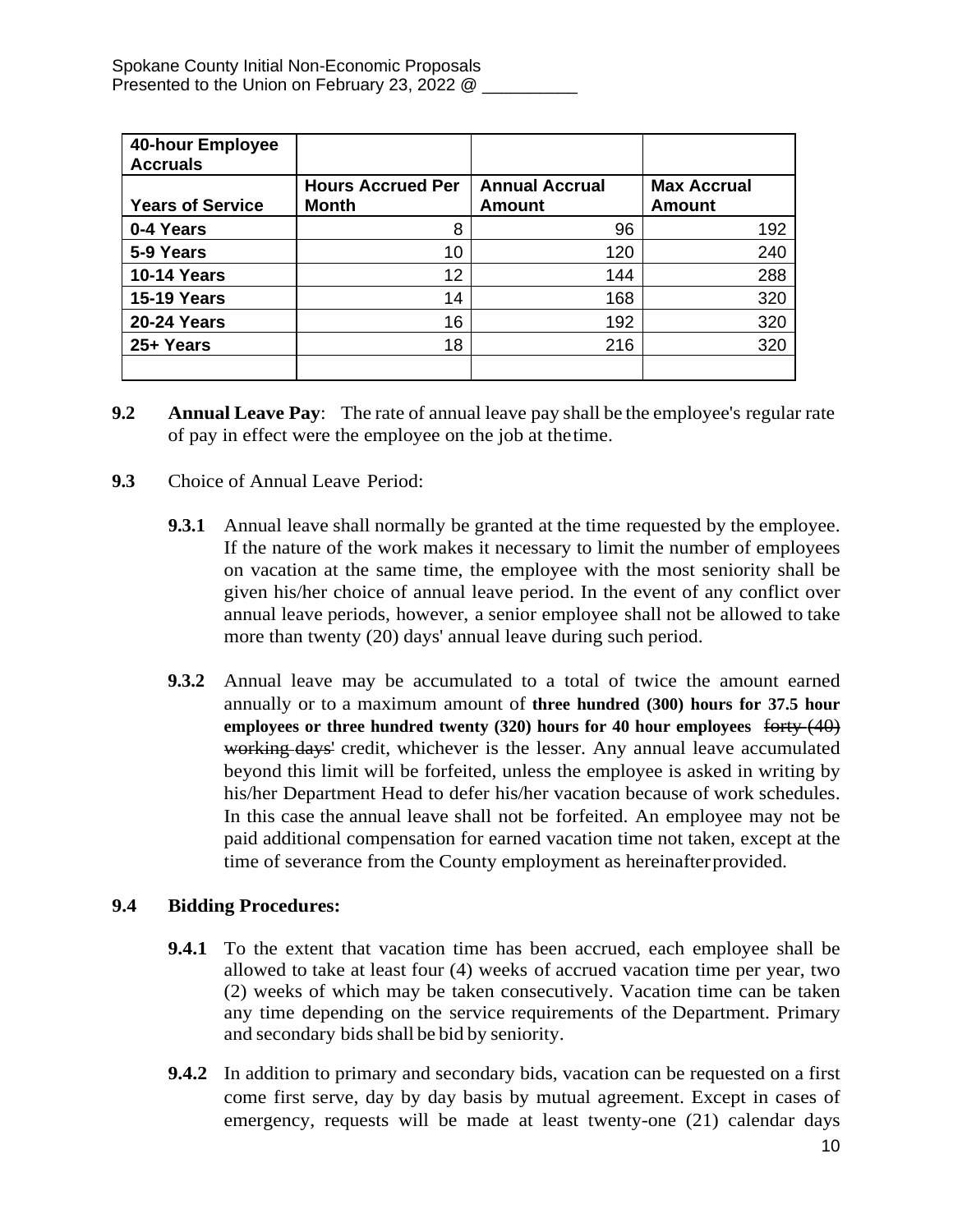| 40-hour Employee Accruals | | | |
|---|---|---|---|
| **Years of Service** | **Hours Accrued Per Month** | **Annual Accrual Amount** | **Max Accrual Amount** |
| **0-4 Years** | 8 | 96 | 192 |
| **5-9 Years** | 10 | 120 | 240 |
| **10-14 Years** | 12 | 144 | 288 |
| **15-19 Years** | 14 | 168 | 320 |
| **20-24 Years** | 16 | 192 | 320 |
| **25+ Years** | 18 | 216 | 320 |
| | | | |

**9.2** **Annual Leave Pay**: The rate of annual leave pay shall be the employee's regular rate of pay in effect were the employee on the job at the time.

**9.3** Choice of Annual Leave Period:

**9.3.1** Annual leave shall normally be granted at the time requested by the employee. If the nature of the work makes it necessary to limit the number of employees on vacation at the same time, the employee with the most seniority shall be given his/her choice of annual leave period. In the event of any conflict over annual leave periods, however, a senior employee shall not be allowed to take more than twenty (20) days' annual leave during such period.

**9.3.2** Annual leave may be accumulated to a total of twice the amount earned annually or to a maximum amount of **three hundred (300) hours for 37.5 hour employees or three hundred twenty (320) hours for 40 hour employees** ~~forty (40) working days'~~ credit, whichever is the lesser. Any annual leave accumulated beyond this limit will be forfeited, unless the employee is asked in writing by his/her Department Head to defer his/her vacation because of work schedules. In this case the annual leave shall not be forfeited. An employee may not be paid additional compensation for earned vacation time not taken, except at the time of severance from the County employment as hereinafter provided.

**9.4** **Bidding Procedures:**

**9.4.1** To the extent that vacation time has been accrued, each employee shall be allowed to take at least four (4) weeks of accrued vacation time per year, two (2) weeks of which may be taken consecutively. Vacation time can be taken any time depending on the service requirements of the Department. Primary and secondary bids shall be bid by seniority.

**9.4.2** In addition to primary and secondary bids, vacation can be requested on a first come first serve, day by day basis by mutual agreement. Except in cases of emergency, requests will be made at least twenty-one (21) calendar days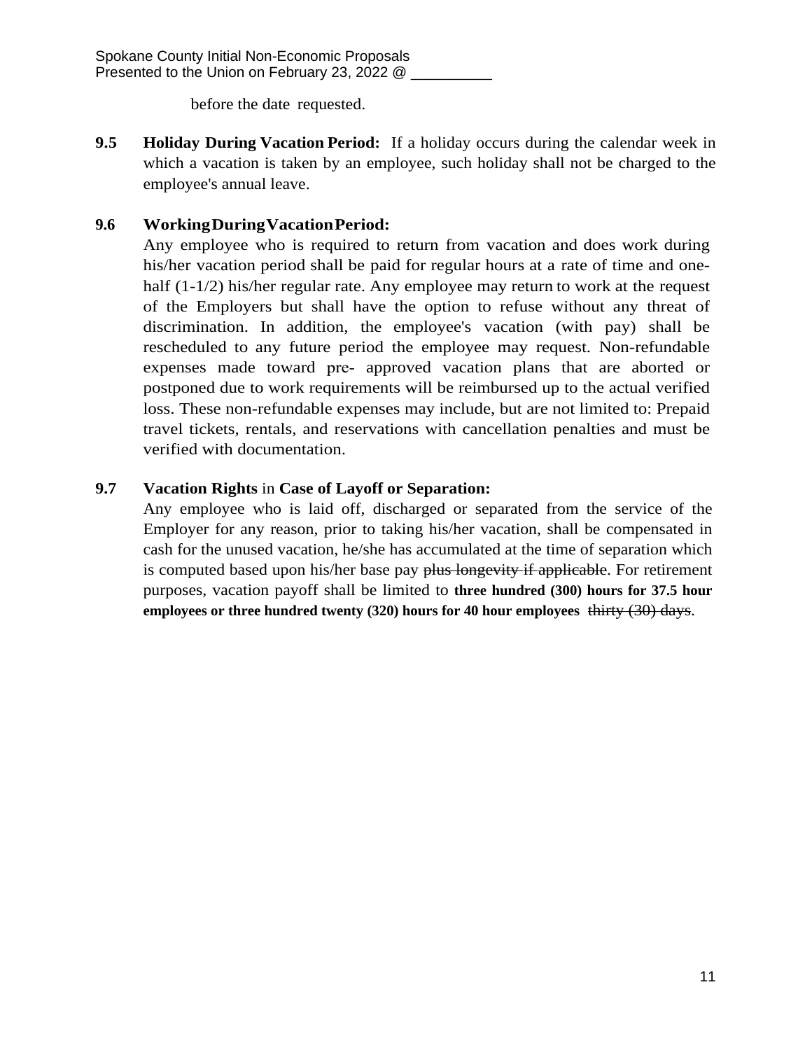before the date requested.

**9.5 Holiday During Vacation Period:** If a holiday occurs during the calendar week in which a vacation is taken by an employee, such holiday shall not be charged to the employee's annual leave.

**9.6 Working During Vacation Period:**

Any employee who is required to return from vacation and does work during his/her vacation period shall be paid for regular hours at a rate of time and one-half (1-1/2) his/her regular rate. Any employee may return to work at the request of the Employers but shall have the option to refuse without any threat of discrimination. In addition, the employee's vacation (with pay) shall be rescheduled to any future period the employee may request. Non-refundable expenses made toward pre- approved vacation plans that are aborted or postponed due to work requirements will be reimbursed up to the actual verified loss. These non-refundable expenses may include, but are not limited to: Prepaid travel tickets, rentals, and reservations with cancellation penalties and must be verified with documentation.

**9.7 Vacation Rights** in **Case of Layoff or Separation:**

Any employee who is laid off, discharged or separated from the service of the Employer for any reason, prior to taking his/her vacation, shall be compensated in cash for the unused vacation, he/she has accumulated at the time of separation which is computed based upon his/her base pay ~~plus longevity if applicable~~. For retirement purposes, vacation payoff shall be limited to **three hundred (300) hours for 37.5 hour employees or three hundred twenty (320) hours for 40 hour employees** ~~thirty (30) days~~.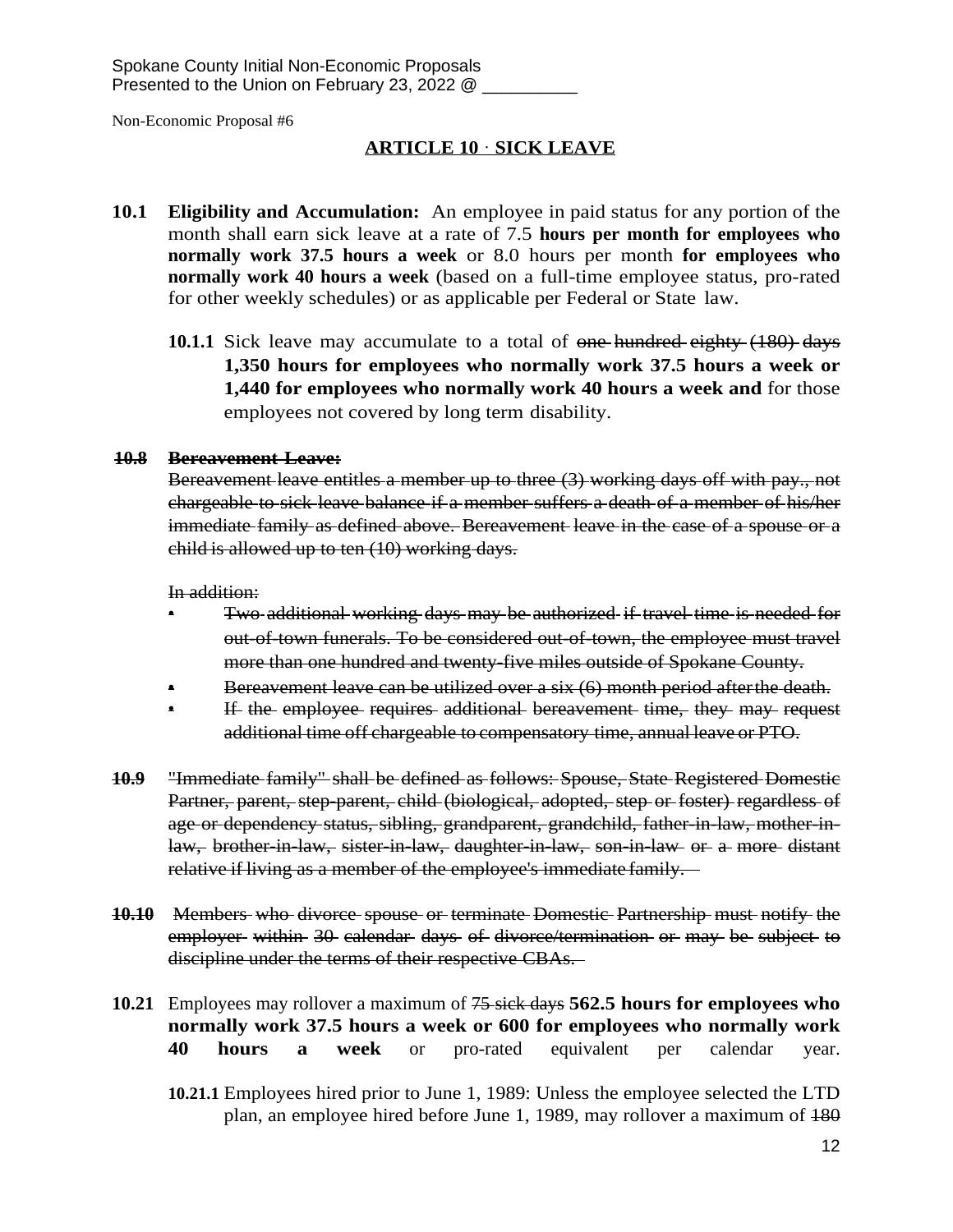Spokane County Initial Non-Economic Proposals
Presented to the Union on February 23, 2022 @ __________

Non-Economic Proposal #6

## ARTICLE 10 · SICK LEAVE

**10.1 Eligibility and Accumulation:** An employee in paid status for any portion of the month shall earn sick leave at a rate of 7.5 **hours per month for employees who normally work 37.5 hours a week** or 8.0 hours per month **for employees who normally work 40 hours a week** (based on a full-time employee status, pro-rated for other weekly schedules) or as applicable per Federal or State law.

**10.1.1** Sick leave may accumulate to a total of ~~one hundred eighty (180) days~~ **1,350 hours for employees who normally work 37.5 hours a week or 1,440 for employees who normally work 40 hours a week and** for those employees not covered by long term disability.

~~**10.8 Bereavement Leave:**~~
~~Bereavement leave entitles a member up to three (3) working days off with pay., not chargeable to sick leave balance if a member suffers a death of a member of his/her immediate family as defined above. Bereavement leave in the case of a spouse or a child is allowed up to ten (10) working days.~~

~~In addition:~~

- ~~Two additional working days may be authorized if travel time is needed for out-of-town funerals. To be considered out-of-town, the employee must travel more than one hundred and twenty-five miles outside of Spokane County.~~
- ~~Bereavement leave can be utilized over a six (6) month period after the death.~~
- ~~If the employee requires additional bereavement time, they may request additional time off chargeable to compensatory time, annual leave or PTO.~~

~~**10.9** "Immediate family" shall be defined as follows: Spouse, State Registered Domestic Partner, parent, step-parent, child (biological, adopted, step or foster) regardless of age or dependency status, sibling, grandparent, grandchild, father-in-law, mother-in-law, brother-in-law, sister-in-law, daughter-in-law, son-in-law or a more distant relative if living as a member of the employee's immediate family.~~

~~**10.10** Members who divorce spouse or terminate Domestic Partnership must notify the employer within 30 calendar days of divorce/termination or may be subject to discipline under the terms of their respective CBAs.~~

**10.21** Employees may rollover a maximum of ~~75 sick days~~ **562.5 hours for employees who normally work 37.5 hours a week or 600 for employees who normally work 40 hours a week** or pro-rated equivalent per calendar year.

**10.21.1** Employees hired prior to June 1, 1989: Unless the employee selected the LTD plan, an employee hired before June 1, 1989, may rollover a maximum of ~~180~~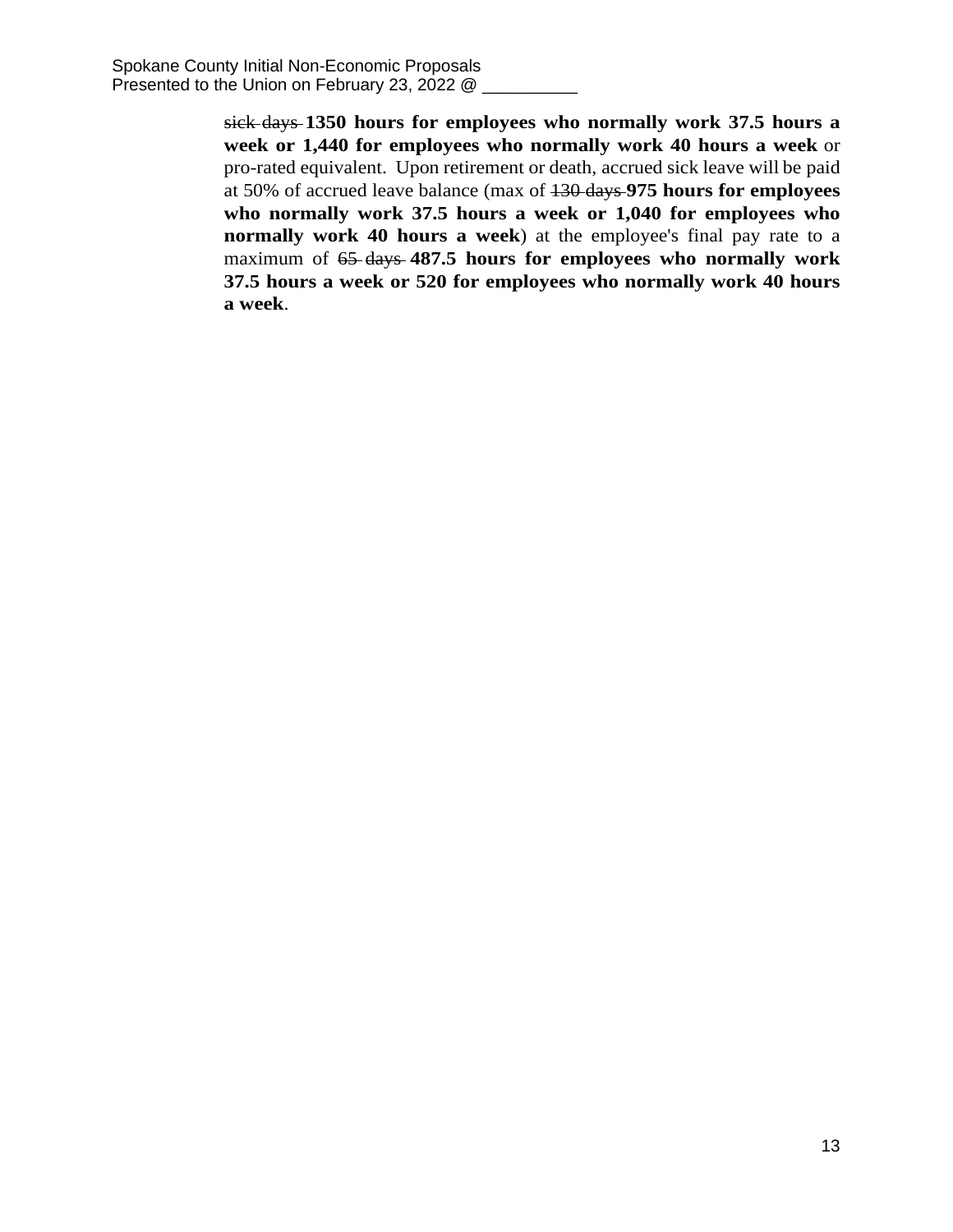~~sick days~~ **1350 hours for employees who normally work 37.5 hours a week or 1,440 for employees who normally work 40 hours a week** or pro-rated equivalent. Upon retirement or death, accrued sick leave will be paid at 50% of accrued leave balance (max of ~~130 days~~ **975 hours for employees who normally work 37.5 hours a week or 1,040 for employees who normally work 40 hours a week**) at the employee's final pay rate to a maximum of ~~65 days~~ **487.5 hours for employees who normally work 37.5 hours a week or 520 for employees who normally work 40 hours a week**.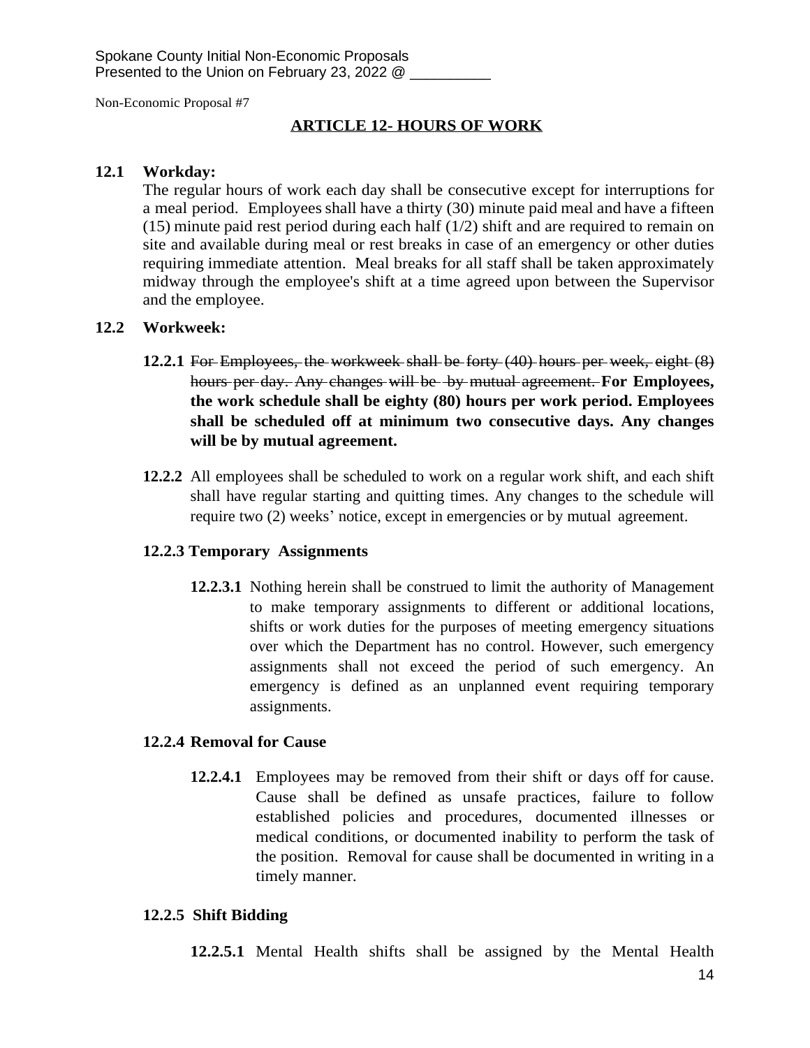Spokane County Initial Non-Economic Proposals
Presented to the Union on February 23, 2022 @ __________

Non-Economic Proposal #7

## ARTICLE 12- HOURS OF WORK

**12.1 Workday:**

The regular hours of work each day shall be consecutive except for interruptions for a meal period. Employees shall have a thirty (30) minute paid meal and have a fifteen (15) minute paid rest period during each half (1/2) shift and are required to remain on site and available during meal or rest breaks in case of an emergency or other duties requiring immediate attention. Meal breaks for all staff shall be taken approximately midway through the employee's shift at a time agreed upon between the Supervisor and the employee.

**12.2 Workweek:**

**12.2.1** ~~For Employees, the workweek shall be forty (40) hours per week, eight (8) hours per day. Any changes will be by mutual agreement.~~ **For Employees, the work schedule shall be eighty (80) hours per work period. Employees shall be scheduled off at minimum two consecutive days. Any changes will be by mutual agreement.**

**12.2.2** All employees shall be scheduled to work on a regular work shift, and each shift shall have regular starting and quitting times. Any changes to the schedule will require two (2) weeks' notice, except in emergencies or by mutual agreement.

**12.2.3 Temporary Assignments**

**12.2.3.1** Nothing herein shall be construed to limit the authority of Management to make temporary assignments to different or additional locations, shifts or work duties for the purposes of meeting emergency situations over which the Department has no control. However, such emergency assignments shall not exceed the period of such emergency. An emergency is defined as an unplanned event requiring temporary assignments.

**12.2.4 Removal for Cause**

**12.2.4.1** Employees may be removed from their shift or days off for cause. Cause shall be defined as unsafe practices, failure to follow established policies and procedures, documented illnesses or medical conditions, or documented inability to perform the task of the position. Removal for cause shall be documented in writing in a timely manner.

**12.2.5 Shift Bidding**

**12.2.5.1** Mental Health shifts shall be assigned by the Mental Health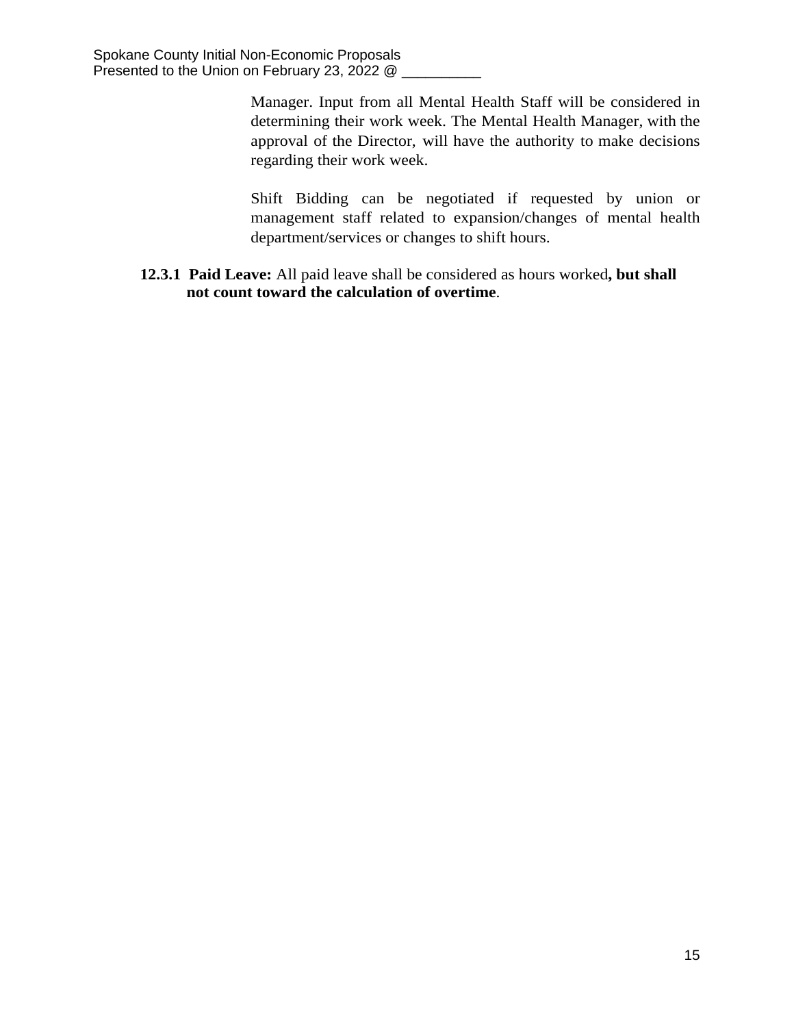Manager. Input from all Mental Health Staff will be considered in determining their work week. The Mental Health Manager, with the approval of the Director, will have the authority to make decisions regarding their work week.

Shift Bidding can be negotiated if requested by union or management staff related to expansion/changes of mental health department/services or changes to shift hours.

**12.3.1 Paid Leave:** All paid leave shall be considered as hours worked**, but shall not count toward the calculation of overtime**.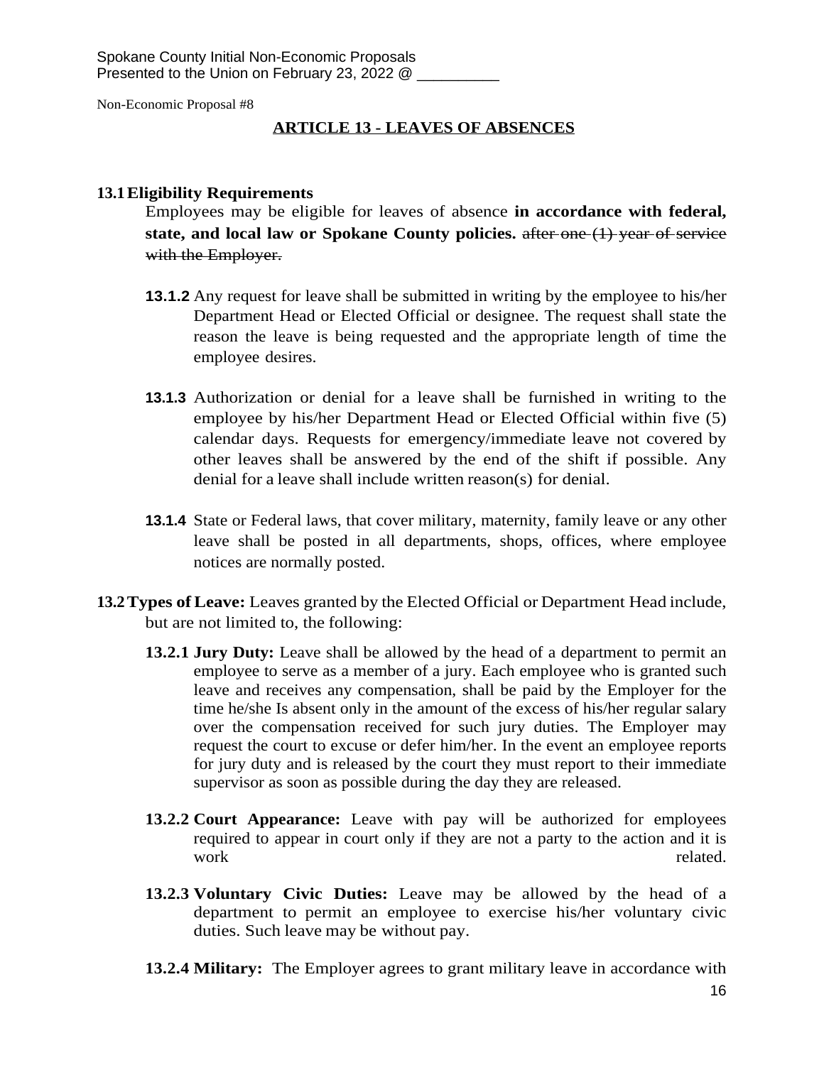Spokane County Initial Non-Economic Proposals
Presented to the Union on February 23, 2022 @ __________

Non-Economic Proposal #8

## ARTICLE 13 - LEAVES OF ABSENCES

**13.1 Eligibility Requirements**

Employees may be eligible for leaves of absence **in accordance with federal, state, and local law or Spokane County policies.** ~~after one (1) year of service with the Employer.~~

**13.1.2** Any request for leave shall be submitted in writing by the employee to his/her Department Head or Elected Official or designee. The request shall state the reason the leave is being requested and the appropriate length of time the employee desires.

**13.1.3** Authorization or denial for a leave shall be furnished in writing to the employee by his/her Department Head or Elected Official within five (5) calendar days. Requests for emergency/immediate leave not covered by other leaves shall be answered by the end of the shift if possible. Any denial for a leave shall include written reason(s) for denial.

**13.1.4** State or Federal laws, that cover military, maternity, family leave or any other leave shall be posted in all departments, shops, offices, where employee notices are normally posted.

**13.2 Types of Leave:** Leaves granted by the Elected Official or Department Head include, but are not limited to, the following:

**13.2.1 Jury Duty:** Leave shall be allowed by the head of a department to permit an employee to serve as a member of a jury. Each employee who is granted such leave and receives any compensation, shall be paid by the Employer for the time he/she Is absent only in the amount of the excess of his/her regular salary over the compensation received for such jury duties. The Employer may request the court to excuse or defer him/her. In the event an employee reports for jury duty and is released by the court they must report to their immediate supervisor as soon as possible during the day they are released.

**13.2.2 Court Appearance:** Leave with pay will be authorized for employees required to appear in court only if they are not a party to the action and it is work related.

**13.2.3 Voluntary Civic Duties:** Leave may be allowed by the head of a department to permit an employee to exercise his/her voluntary civic duties. Such leave may be without pay.

**13.2.4 Military:** The Employer agrees to grant military leave in accordance with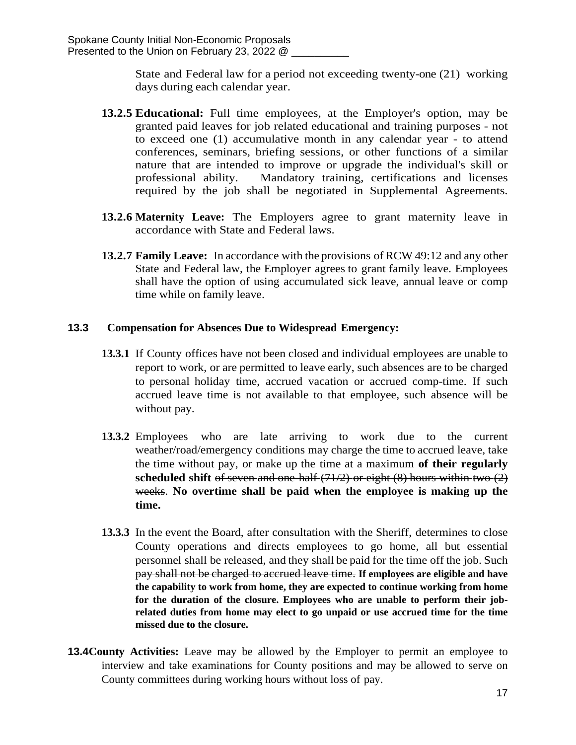State and Federal law for a period not exceeding twenty-one (21) working days during each calendar year.

**13.2.5 Educational:** Full time employees, at the Employer's option, may be granted paid leaves for job related educational and training purposes - not to exceed one (1) accumulative month in any calendar year - to attend conferences, seminars, briefing sessions, or other functions of a similar nature that are intended to improve or upgrade the individual's skill or professional ability. Mandatory training, certifications and licenses required by the job shall be negotiated in Supplemental Agreements.

**13.2.6 Maternity Leave:** The Employers agree to grant maternity leave in accordance with State and Federal laws.

**13.2.7 Family Leave:** In accordance with the provisions of RCW 49:12 and any other State and Federal law, the Employer agrees to grant family leave. Employees shall have the option of using accumulated sick leave, annual leave or comp time while on family leave.

## 13.3 Compensation for Absences Due to Widespread Emergency:

**13.3.1** If County offices have not been closed and individual employees are unable to report to work, or are permitted to leave early, such absences are to be charged to personal holiday time, accrued vacation or accrued comp-time. If such accrued leave time is not available to that employee, such absence will be without pay.

**13.3.2** Employees who are late arriving to work due to the current weather/road/emergency conditions may charge the time to accrued leave, take the time without pay, or make up the time at a maximum **of their regularly scheduled shift** ~~of seven and one-half (71/2) or eight (8) hours within two (2) weeks~~. **No overtime shall be paid when the employee is making up the time.**

**13.3.3** In the event the Board, after consultation with the Sheriff, determines to close County operations and directs employees to go home, all but essential personnel shall be released~~, and they shall be paid for the time off the job. Such pay shall not be charged to accrued leave time.~~ **If employees are eligible and have the capability to work from home, they are expected to continue working from home for the duration of the closure. Employees who are unable to perform their job-related duties from home may elect to go unpaid or use accrued time for the time missed due to the closure.**

**13.4 County Activities:** Leave may be allowed by the Employer to permit an employee to interview and take examinations for County positions and may be allowed to serve on County committees during working hours without loss of pay.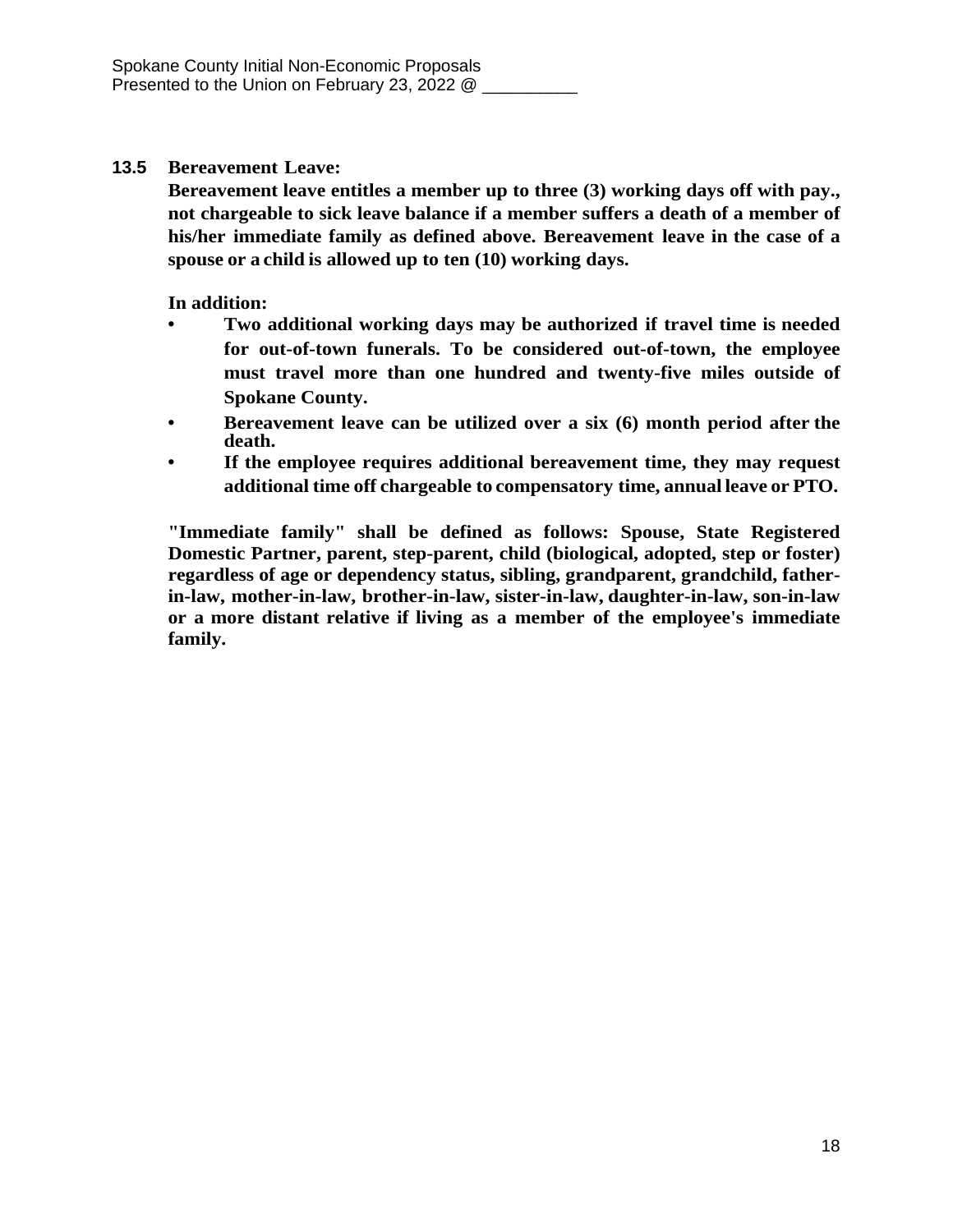**13.5 Bereavement Leave:**

**Bereavement leave entitles a member up to three (3) working days off with pay., not chargeable to sick leave balance if a member suffers a death of a member of his/her immediate family as defined above. Bereavement leave in the case of a spouse or a child is allowed up to ten (10) working days.**

**In addition:**

- **Two additional working days may be authorized if travel time is needed for out-of-town funerals. To be considered out-of-town, the employee must travel more than one hundred and twenty-five miles outside of Spokane County.**
- **Bereavement leave can be utilized over a six (6) month period after the death.**
- **If the employee requires additional bereavement time, they may request additional time off chargeable to compensatory time, annual leave or PTO.**

**"Immediate family" shall be defined as follows: Spouse, State Registered Domestic Partner, parent, step-parent, child (biological, adopted, step or foster) regardless of age or dependency status, sibling, grandparent, grandchild, father-in-law, mother-in-law, brother-in-law, sister-in-law, daughter-in-law, son-in-law or a more distant relative if living as a member of the employee's immediate family.**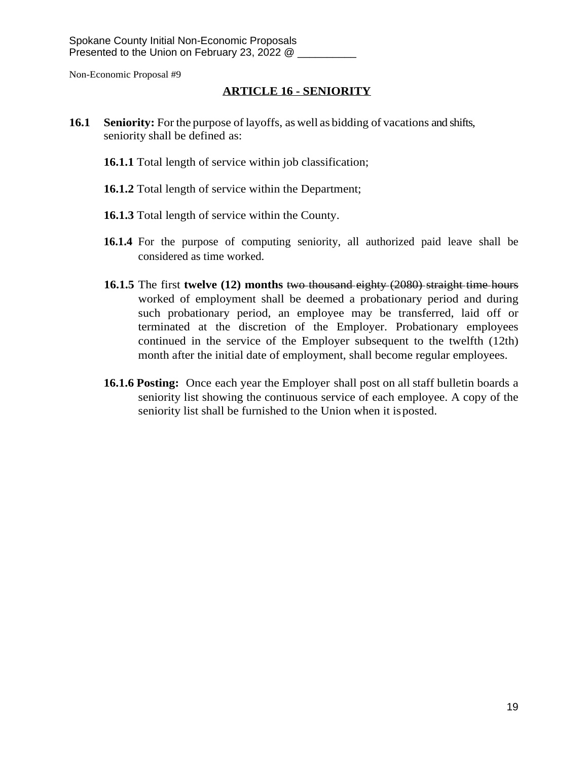Spokane County Initial Non-Economic Proposals
Presented to the Union on February 23, 2022 @ __________

Non-Economic Proposal #9

## ARTICLE 16 - SENIORITY

**16.1 Seniority:** For the purpose of layoffs, as well as bidding of vacations and shifts, seniority shall be defined as:

**16.1.1** Total length of service within job classification;

**16.1.2** Total length of service within the Department;

**16.1.3** Total length of service within the County.

**16.1.4** For the purpose of computing seniority, all authorized paid leave shall be considered as time worked.

**16.1.5** The first **twelve (12) months** ~~two thousand eighty (2080) straight time hours~~ worked of employment shall be deemed a probationary period and during such probationary period, an employee may be transferred, laid off or terminated at the discretion of the Employer. Probationary employees continued in the service of the Employer subsequent to the twelfth (12th) month after the initial date of employment, shall become regular employees.

**16.1.6 Posting:** Once each year the Employer shall post on all staff bulletin boards a seniority list showing the continuous service of each employee. A copy of the seniority list shall be furnished to the Union when it is posted.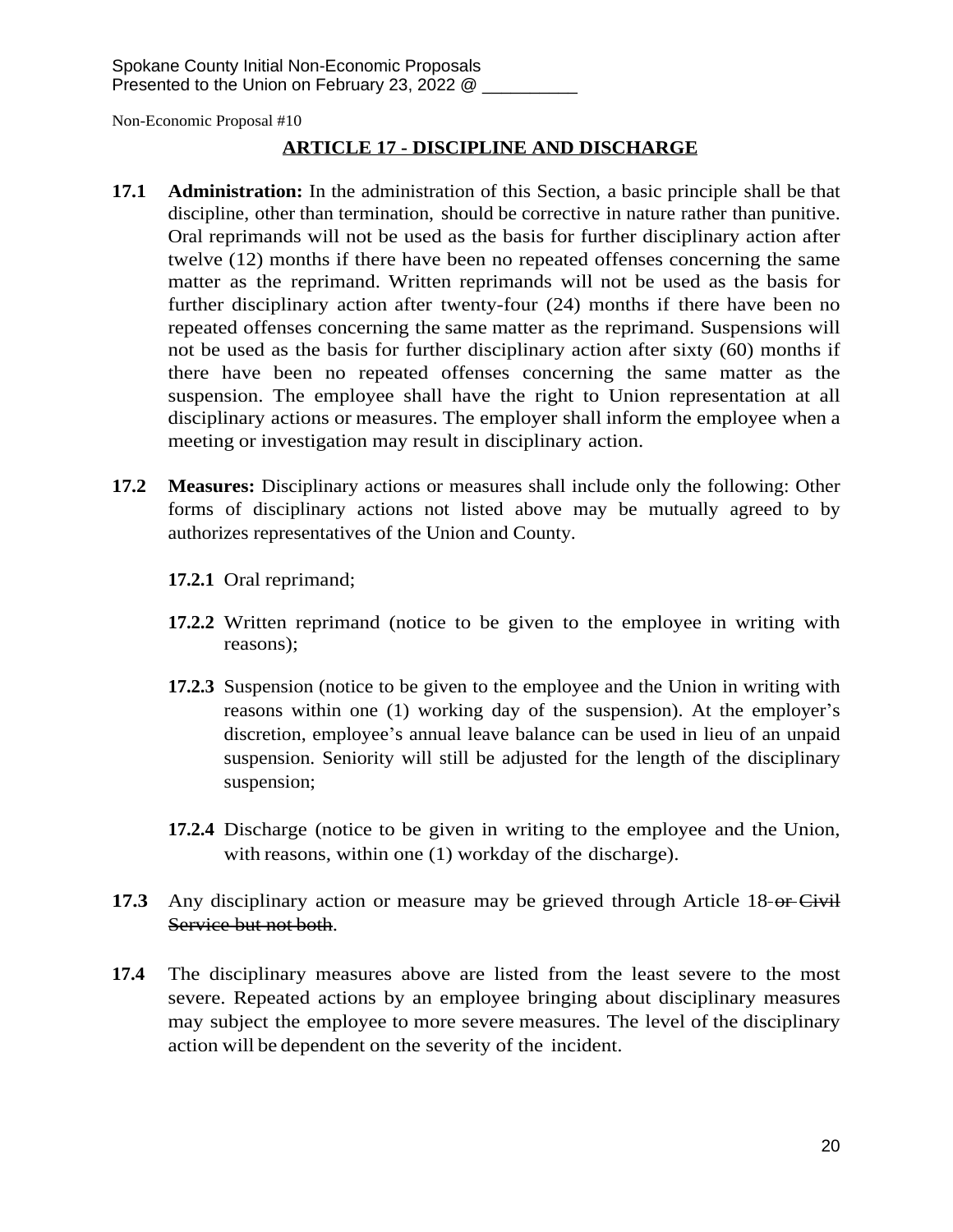Spokane County Initial Non-Economic Proposals
Presented to the Union on February 23, 2022 @ __________

Non-Economic Proposal #10

## ARTICLE 17 - DISCIPLINE AND DISCHARGE

**17.1 Administration:** In the administration of this Section, a basic principle shall be that discipline, other than termination, should be corrective in nature rather than punitive. Oral reprimands will not be used as the basis for further disciplinary action after twelve (12) months if there have been no repeated offenses concerning the same matter as the reprimand. Written reprimands will not be used as the basis for further disciplinary action after twenty-four (24) months if there have been no repeated offenses concerning the same matter as the reprimand. Suspensions will not be used as the basis for further disciplinary action after sixty (60) months if there have been no repeated offenses concerning the same matter as the suspension. The employee shall have the right to Union representation at all disciplinary actions or measures. The employer shall inform the employee when a meeting or investigation may result in disciplinary action.

**17.2 Measures:** Disciplinary actions or measures shall include only the following: Other forms of disciplinary actions not listed above may be mutually agreed to by authorizes representatives of the Union and County.

**17.2.1** Oral reprimand;

**17.2.2** Written reprimand (notice to be given to the employee in writing with reasons);

**17.2.3** Suspension (notice to be given to the employee and the Union in writing with reasons within one (1) working day of the suspension). At the employer's discretion, employee's annual leave balance can be used in lieu of an unpaid suspension. Seniority will still be adjusted for the length of the disciplinary suspension;

**17.2.4** Discharge (notice to be given in writing to the employee and the Union, with reasons, within one (1) workday of the discharge).

**17.3** Any disciplinary action or measure may be grieved through Article 18 ~~or Civil Service but not both~~.

**17.4** The disciplinary measures above are listed from the least severe to the most severe. Repeated actions by an employee bringing about disciplinary measures may subject the employee to more severe measures. The level of the disciplinary action will be dependent on the severity of the incident.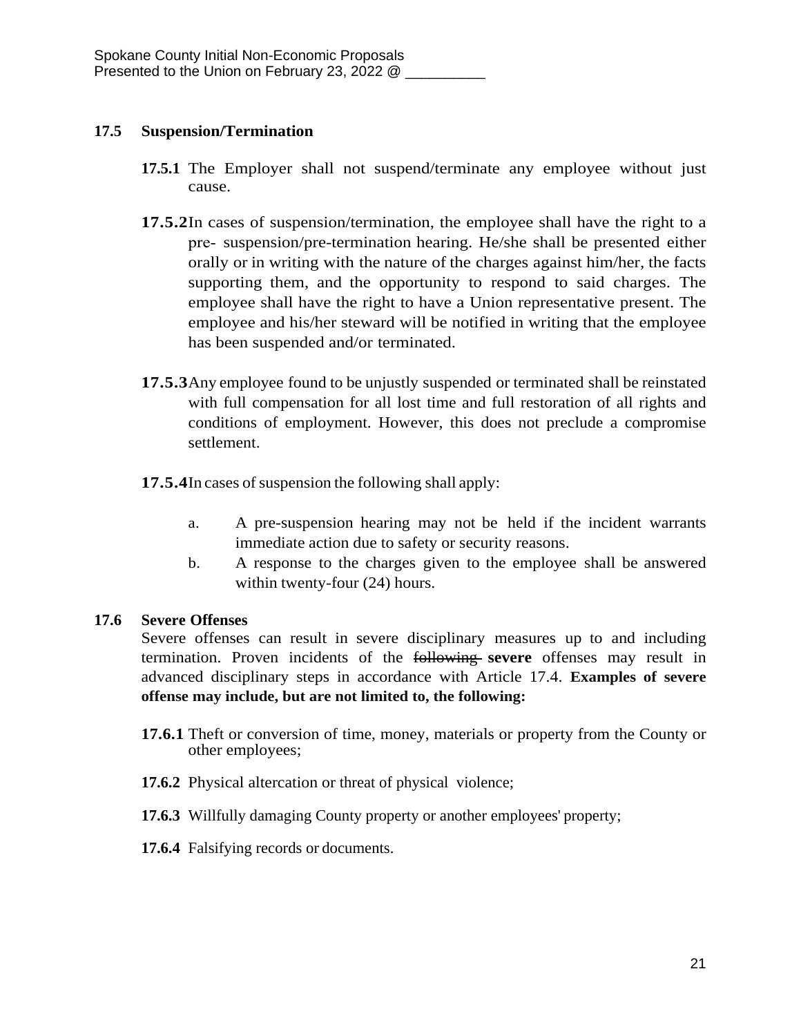### 17.5 Suspension/Termination

**17.5.1** The Employer shall not suspend/terminate any employee without just cause.

**17.5.2** In cases of suspension/termination, the employee shall have the right to a pre- suspension/pre-termination hearing. He/she shall be presented either orally or in writing with the nature of the charges against him/her, the facts supporting them, and the opportunity to respond to said charges. The employee shall have the right to have a Union representative present. The employee and his/her steward will be notified in writing that the employee has been suspended and/or terminated.

**17.5.3** Any employee found to be unjustly suspended or terminated shall be reinstated with full compensation for all lost time and full restoration of all rights and conditions of employment. However, this does not preclude a compromise settlement.

**17.5.4** In cases of suspension the following shall apply:

a. A pre-suspension hearing may not be held if the incident warrants immediate action due to safety or security reasons.

b. A response to the charges given to the employee shall be answered within twenty-four (24) hours.

### 17.6 Severe Offenses

Severe offenses can result in severe disciplinary measures up to and including termination. Proven incidents of the ~~following~~ **severe** offenses may result in advanced disciplinary steps in accordance with Article 17.4. **Examples of severe offense may include, but are not limited to, the following:**

**17.6.1** Theft or conversion of time, money, materials or property from the County or other employees;

**17.6.2** Physical altercation or threat of physical violence;

**17.6.3** Willfully damaging County property or another employees' property;

**17.6.4** Falsifying records or documents.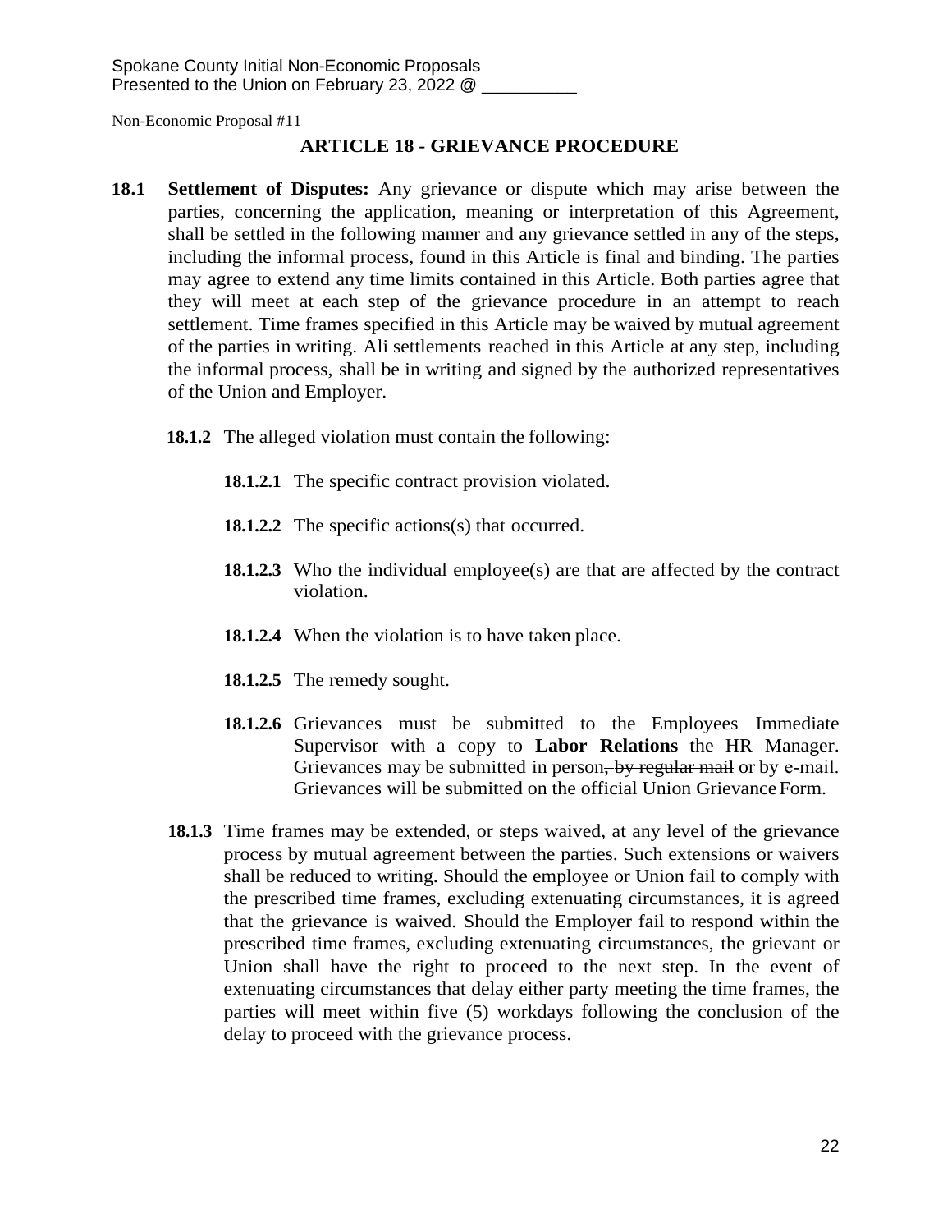Spokane County Initial Non-Economic Proposals
Presented to the Union on February 23, 2022 @ __________

Non-Economic Proposal #11

## ARTICLE 18 - GRIEVANCE PROCEDURE

**18.1 Settlement of Disputes:** Any grievance or dispute which may arise between the parties, concerning the application, meaning or interpretation of this Agreement, shall be settled in the following manner and any grievance settled in any of the steps, including the informal process, found in this Article is final and binding. The parties may agree to extend any time limits contained in this Article. Both parties agree that they will meet at each step of the grievance procedure in an attempt to reach settlement. Time frames specified in this Article may be waived by mutual agreement of the parties in writing. Ali settlements reached in this Article at any step, including the informal process, shall be in writing and signed by the authorized representatives of the Union and Employer.

**18.1.2** The alleged violation must contain the following:

**18.1.2.1** The specific contract provision violated.

**18.1.2.2** The specific actions(s) that occurred.

**18.1.2.3** Who the individual employee(s) are that are affected by the contract violation.

**18.1.2.4** When the violation is to have taken place.

**18.1.2.5** The remedy sought.

**18.1.2.6** Grievances must be submitted to the Employees Immediate Supervisor with a copy to **Labor Relations** ~~the HR Manager~~. Grievances may be submitted in person~~, by regular mail~~ or by e-mail. Grievances will be submitted on the official Union Grievance Form.

**18.1.3** Time frames may be extended, or steps waived, at any level of the grievance process by mutual agreement between the parties. Such extensions or waivers shall be reduced to writing. Should the employee or Union fail to comply with the prescribed time frames, excluding extenuating circumstances, it is agreed that the grievance is waived. Should the Employer fail to respond within the prescribed time frames, excluding extenuating circumstances, the grievant or Union shall have the right to proceed to the next step. In the event of extenuating circumstances that delay either party meeting the time frames, the parties will meet within five (5) workdays following the conclusion of the delay to proceed with the grievance process.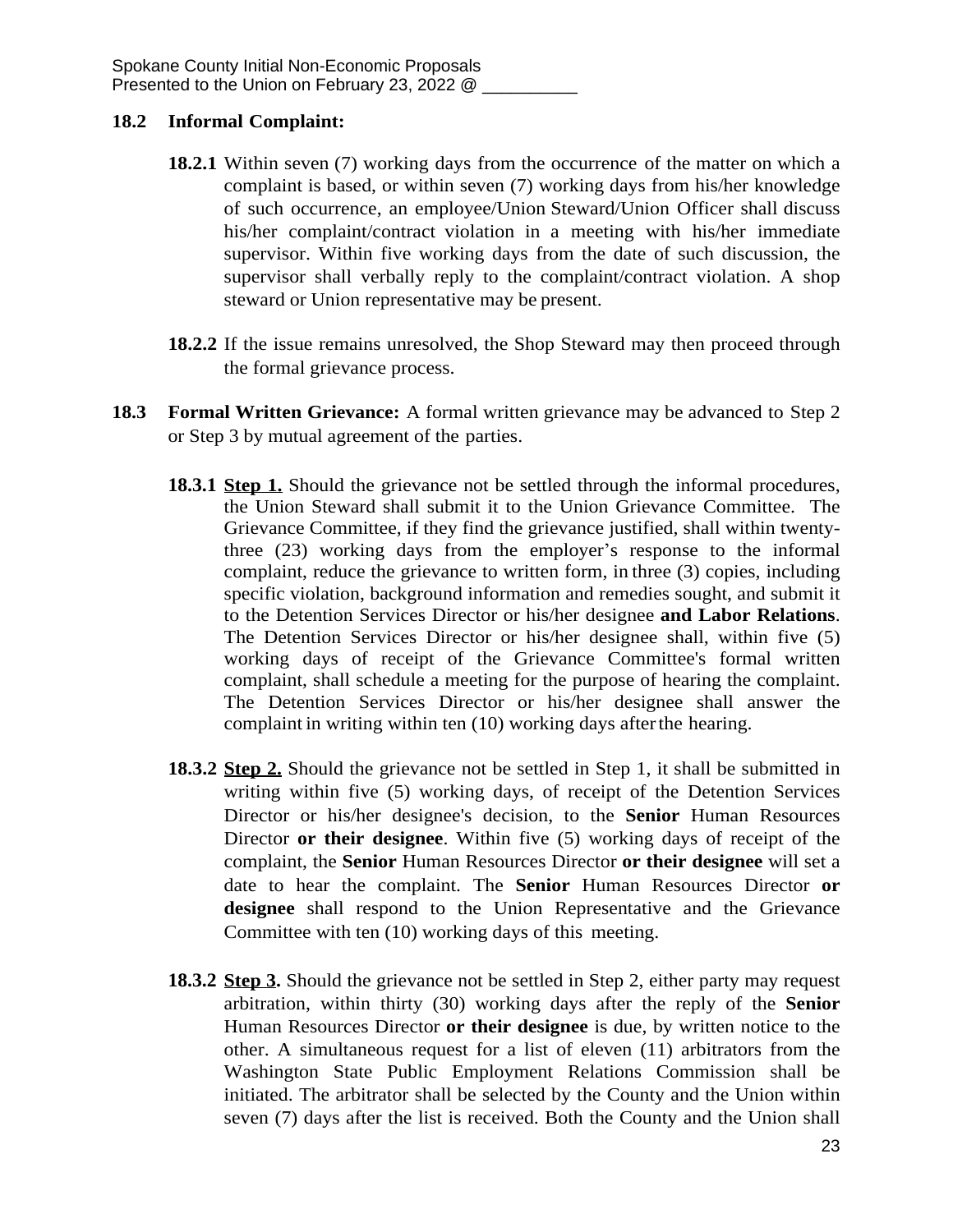**18.2 Informal Complaint:**

**18.2.1** Within seven (7) working days from the occurrence of the matter on which a complaint is based, or within seven (7) working days from his/her knowledge of such occurrence, an employee/Union Steward/Union Officer shall discuss his/her complaint/contract violation in a meeting with his/her immediate supervisor. Within five working days from the date of such discussion, the supervisor shall verbally reply to the complaint/contract violation. A shop steward or Union representative may be present.

**18.2.2** If the issue remains unresolved, the Shop Steward may then proceed through the formal grievance process.

**18.3 Formal Written Grievance:** A formal written grievance may be advanced to Step 2 or Step 3 by mutual agreement of the parties.

**18.3.1** **<u>Step 1.</u>** Should the grievance not be settled through the informal procedures, the Union Steward shall submit it to the Union Grievance Committee. The Grievance Committee, if they find the grievance justified, shall within twenty-three (23) working days from the employer's response to the informal complaint, reduce the grievance to written form, in three (3) copies, including specific violation, background information and remedies sought, and submit it to the Detention Services Director or his/her designee **and Labor Relations**. The Detention Services Director or his/her designee shall, within five (5) working days of receipt of the Grievance Committee's formal written complaint, shall schedule a meeting for the purpose of hearing the complaint. The Detention Services Director or his/her designee shall answer the complaint in writing within ten (10) working days after the hearing.

**18.3.2** **<u>Step 2.</u>** Should the grievance not be settled in Step 1, it shall be submitted in writing within five (5) working days, of receipt of the Detention Services Director or his/her designee's decision, to the **Senior** Human Resources Director **or their designee**. Within five (5) working days of receipt of the complaint, the **Senior** Human Resources Director **or their designee** will set a date to hear the complaint. The **Senior** Human Resources Director **or designee** shall respond to the Union Representative and the Grievance Committee with ten (10) working days of this meeting.

**18.3.2** **<u>Step 3.</u>** Should the grievance not be settled in Step 2, either party may request arbitration, within thirty (30) working days after the reply of the **Senior** Human Resources Director **or their designee** is due, by written notice to the other. A simultaneous request for a list of eleven (11) arbitrators from the Washington State Public Employment Relations Commission shall be initiated. The arbitrator shall be selected by the County and the Union within seven (7) days after the list is received. Both the County and the Union shall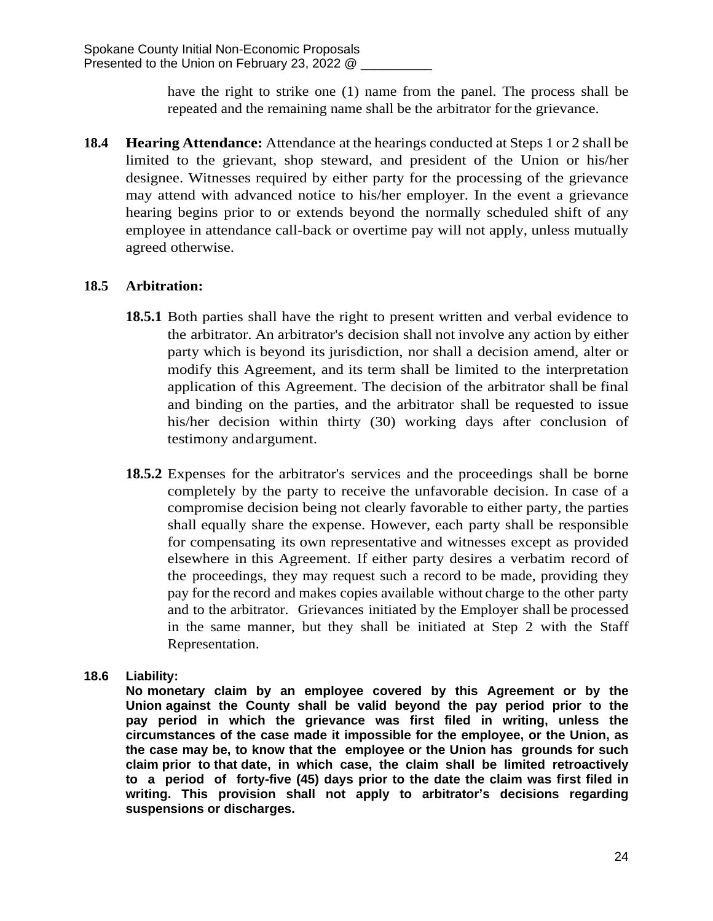have the right to strike one (1) name from the panel. The process shall be repeated and the remaining name shall be the arbitrator for the grievance.

**18.4 Hearing Attendance:** Attendance at the hearings conducted at Steps 1 or 2 shall be limited to the grievant, shop steward, and president of the Union or his/her designee. Witnesses required by either party for the processing of the grievance may attend with advanced notice to his/her employer. In the event a grievance hearing begins prior to or extends beyond the normally scheduled shift of any employee in attendance call-back or overtime pay will not apply, unless mutually agreed otherwise.

**18.5 Arbitration:**

**18.5.1** Both parties shall have the right to present written and verbal evidence to the arbitrator. An arbitrator's decision shall not involve any action by either party which is beyond its jurisdiction, nor shall a decision amend, alter or modify this Agreement, and its term shall be limited to the interpretation application of this Agreement. The decision of the arbitrator shall be final and binding on the parties, and the arbitrator shall be requested to issue his/her decision within thirty (30) working days after conclusion of testimony and argument.

**18.5.2** Expenses for the arbitrator's services and the proceedings shall be borne completely by the party to receive the unfavorable decision. In case of a compromise decision being not clearly favorable to either party, the parties shall equally share the expense. However, each party shall be responsible for compensating its own representative and witnesses except as provided elsewhere in this Agreement. If either party desires a verbatim record of the proceedings, they may request such a record to be made, providing they pay for the record and makes copies available without charge to the other party and to the arbitrator. Grievances initiated by the Employer shall be processed in the same manner, but they shall be initiated at Step 2 with the Staff Representation.

**18.6 Liability:**
**No monetary claim by an employee covered by this Agreement or by the Union against the County shall be valid beyond the pay period prior to the pay period in which the grievance was first filed in writing, unless the circumstances of the case made it impossible for the employee, or the Union, as the case may be, to know that the employee or the Union has grounds for such claim prior to that date, in which case, the claim shall be limited retroactively to a period of forty-five (45) days prior to the date the claim was first filed in writing. This provision shall not apply to arbitrator's decisions regarding suspensions or discharges.**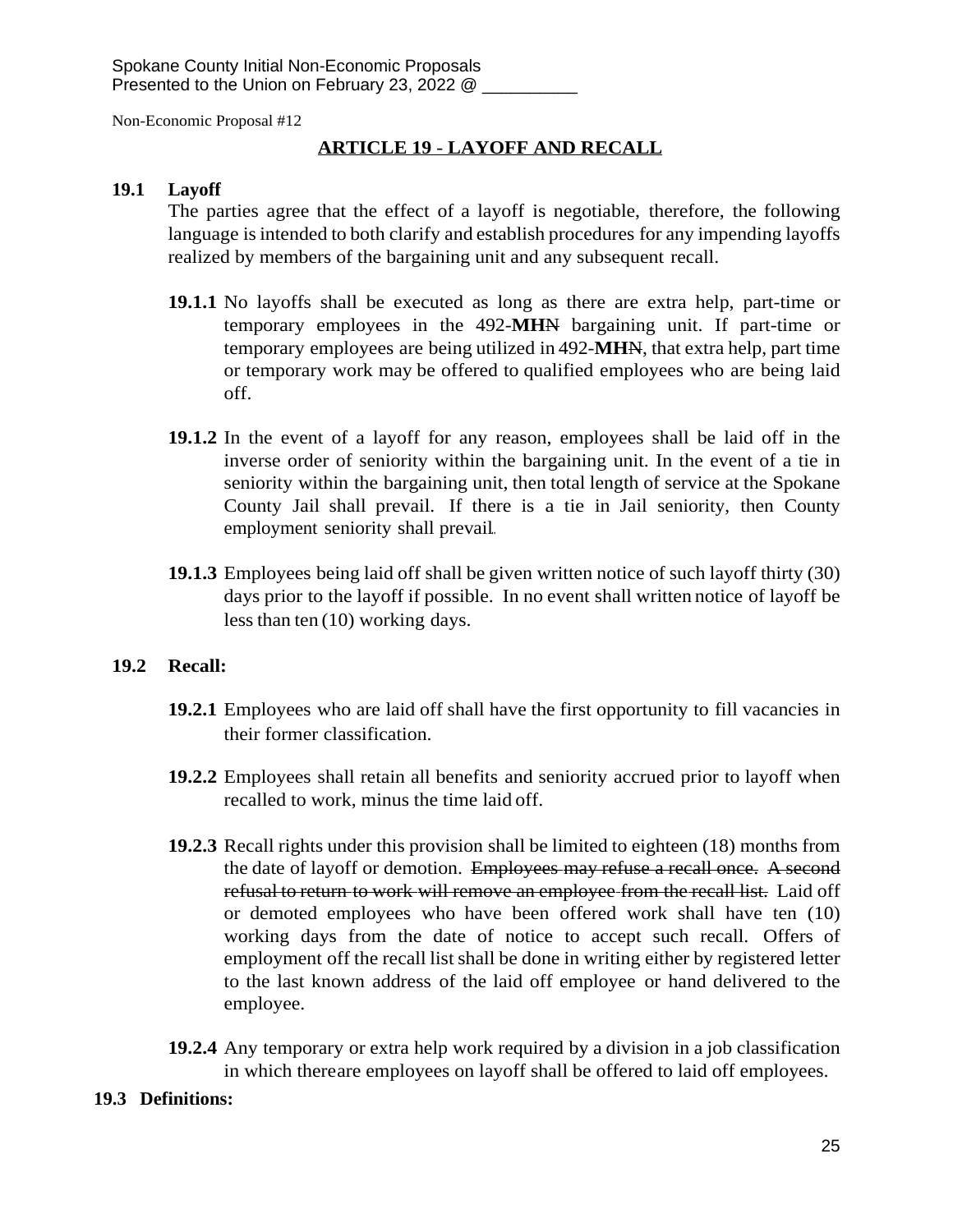Spokane County Initial Non-Economic Proposals
Presented to the Union on February 23, 2022 @ __________

Non-Economic Proposal #12

## ARTICLE 19 - LAYOFF AND RECALL

**19.1 Layoff**

The parties agree that the effect of a layoff is negotiable, therefore, the following language is intended to both clarify and establish procedures for any impending layoffs realized by members of the bargaining unit and any subsequent recall.

**19.1.1** No layoffs shall be executed as long as there are extra help, part-time or temporary employees in the 492-**MH**~~N~~ bargaining unit. If part-time or temporary employees are being utilized in 492-**MH**~~N~~, that extra help, part time or temporary work may be offered to qualified employees who are being laid off.

**19.1.2** In the event of a layoff for any reason, employees shall be laid off in the inverse order of seniority within the bargaining unit. In the event of a tie in seniority within the bargaining unit, then total length of service at the Spokane County Jail shall prevail. If there is a tie in Jail seniority, then County employment seniority shall prevail.

**19.1.3** Employees being laid off shall be given written notice of such layoff thirty (30) days prior to the layoff if possible. In no event shall written notice of layoff be less than ten (10) working days.

**19.2 Recall:**

**19.2.1** Employees who are laid off shall have the first opportunity to fill vacancies in their former classification.

**19.2.2** Employees shall retain all benefits and seniority accrued prior to layoff when recalled to work, minus the time laid off.

**19.2.3** Recall rights under this provision shall be limited to eighteen (18) months from the date of layoff or demotion. ~~Employees may refuse a recall once. A second refusal to return to work will remove an employee from the recall list.~~ Laid off or demoted employees who have been offered work shall have ten (10) working days from the date of notice to accept such recall. Offers of employment off the recall list shall be done in writing either by registered letter to the last known address of the laid off employee or hand delivered to the employee.

**19.2.4** Any temporary or extra help work required by a division in a job classification in which thereare employees on layoff shall be offered to laid off employees.

**19.3 Definitions:**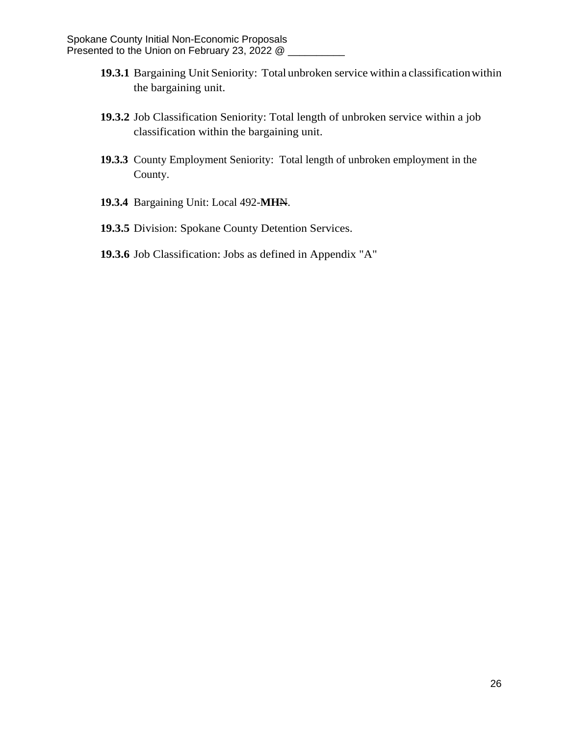**19.3.1** Bargaining Unit Seniority: Total unbroken service within a classification within the bargaining unit.

**19.3.2** Job Classification Seniority: Total length of unbroken service within a job classification within the bargaining unit.

**19.3.3** County Employment Seniority: Total length of unbroken employment in the County.

**19.3.4** Bargaining Unit: Local 492-**MH**~~N~~.

**19.3.5** Division: Spokane County Detention Services.

**19.3.6** Job Classification: Jobs as defined in Appendix "A"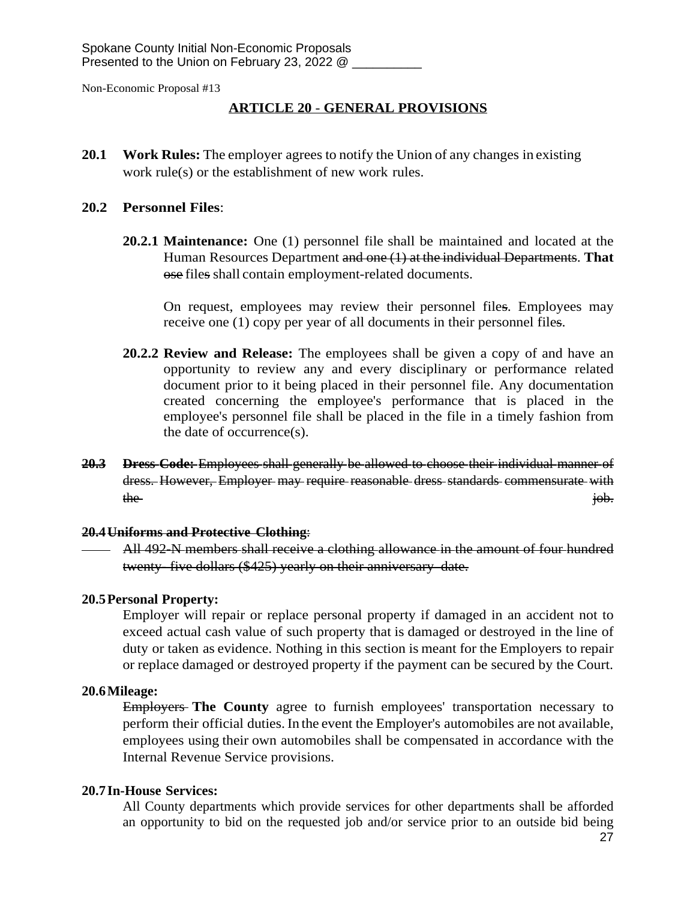Spokane County Initial Non-Economic Proposals
Presented to the Union on February 23, 2022 @ __________

Non-Economic Proposal #13

## ARTICLE 20 - GENERAL PROVISIONS

**20.1 Work Rules:** The employer agrees to notify the Union of any changes in existing work rule(s) or the establishment of new work rules.

**20.2 Personnel Files**:

**20.2.1 Maintenance:** One (1) personnel file shall be maintained and located at the Human Resources Department ~~and one (1) at the individual Departments~~. **That** ~~ose~~ file~~s~~ shall contain employment-related documents.

On request, employees may review their personnel file~~s~~. Employees may receive one (1) copy per year of all documents in their personnel file~~s~~.

**20.2.2 Review and Release:** The employees shall be given a copy of and have an opportunity to review any and every disciplinary or performance related document prior to it being placed in their personnel file. Any documentation created concerning the employee's performance that is placed in the employee's personnel file shall be placed in the file in a timely fashion from the date of occurrence(s).

~~**20.3 Dress Code:** Employees shall generally be allowed to choose their individual manner of dress. However, Employer may require reasonable dress standards commensurate with the job.~~

~~**20.4 Uniforms and Protective Clothing**:~~

~~All 492-N members shall receive a clothing allowance in the amount of four hundred twenty- five dollars ($425) yearly on their anniversary date.~~

**20.5 Personal Property:**

Employer will repair or replace personal property if damaged in an accident not to exceed actual cash value of such property that is damaged or destroyed in the line of duty or taken as evidence. Nothing in this section is meant for the Employers to repair or replace damaged or destroyed property if the payment can be secured by the Court.

**20.6 Mileage:**

~~Employers~~ **The County** agree to furnish employees' transportation necessary to perform their official duties. In the event the Employer's automobiles are not available, employees using their own automobiles shall be compensated in accordance with the Internal Revenue Service provisions.

**20.7 In-House Services:**

All County departments which provide services for other departments shall be afforded an opportunity to bid on the requested job and/or service prior to an outside bid being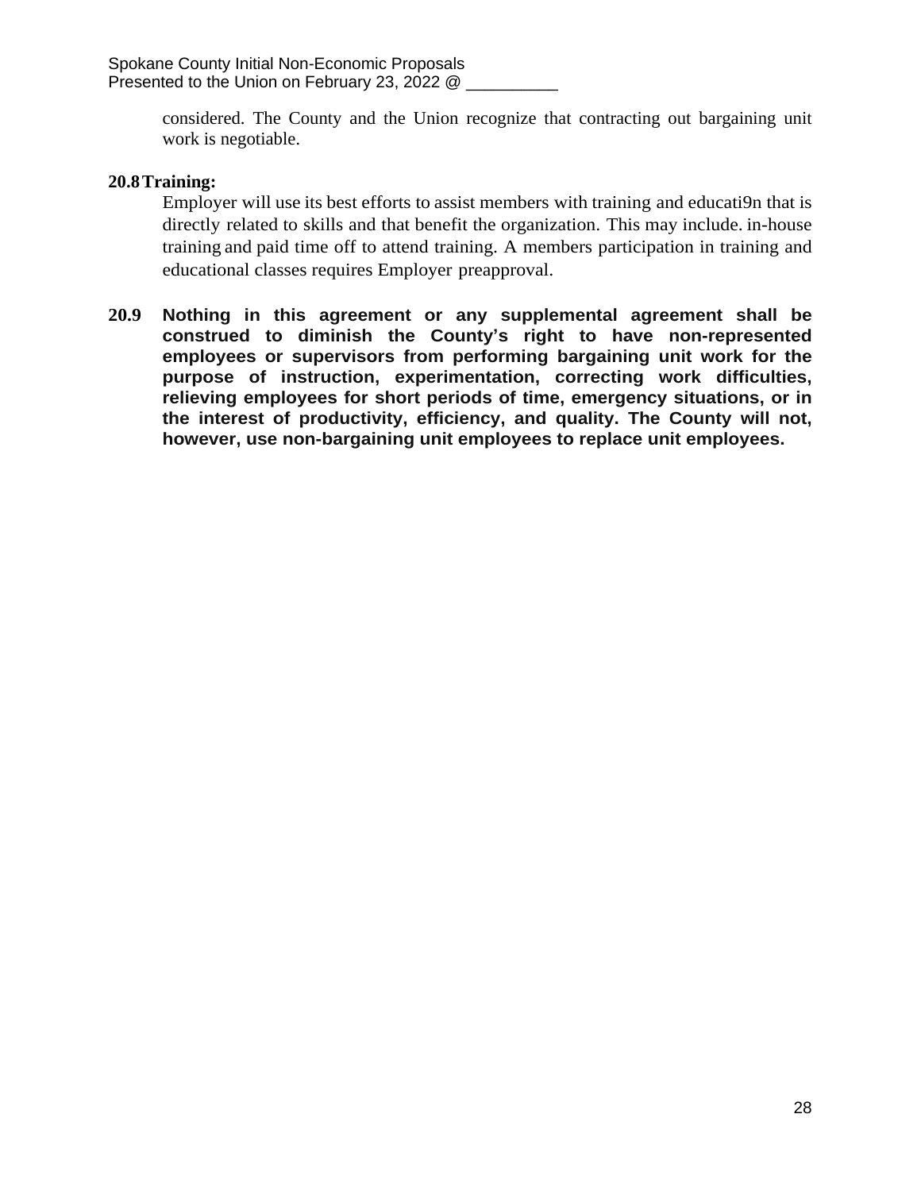considered. The County and the Union recognize that contracting out bargaining unit work is negotiable.

**20.8 Training:**

Employer will use its best efforts to assist members with training and educati9n that is directly related to skills and that benefit the organization. This may include. in-house training and paid time off to attend training. A members participation in training and educational classes requires Employer preapproval.

**20.9 Nothing in this agreement or any supplemental agreement shall be construed to diminish the County's right to have non-represented employees or supervisors from performing bargaining unit work for the purpose of instruction, experimentation, correcting work difficulties, relieving employees for short periods of time, emergency situations, or in the interest of productivity, efficiency, and quality. The County will not, however, use non-bargaining unit employees to replace unit employees.**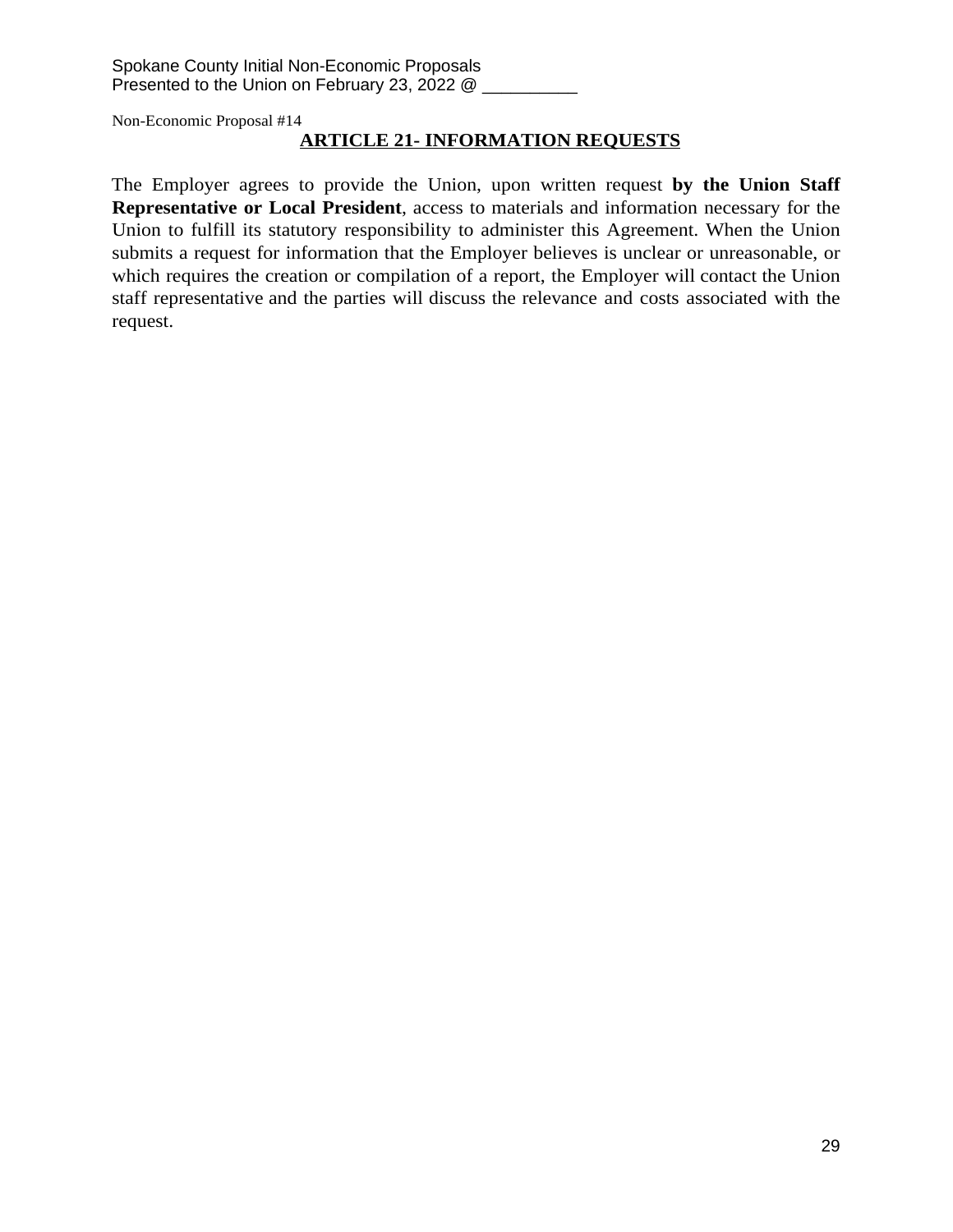Non-Economic Proposal #14

## ARTICLE 21- INFORMATION REQUESTS

The Employer agrees to provide the Union, upon written request **by the Union Staff Representative or Local President**, access to materials and information necessary for the Union to fulfill its statutory responsibility to administer this Agreement. When the Union submits a request for information that the Employer believes is unclear or unreasonable, or which requires the creation or compilation of a report, the Employer will contact the Union staff representative and the parties will discuss the relevance and costs associated with the request.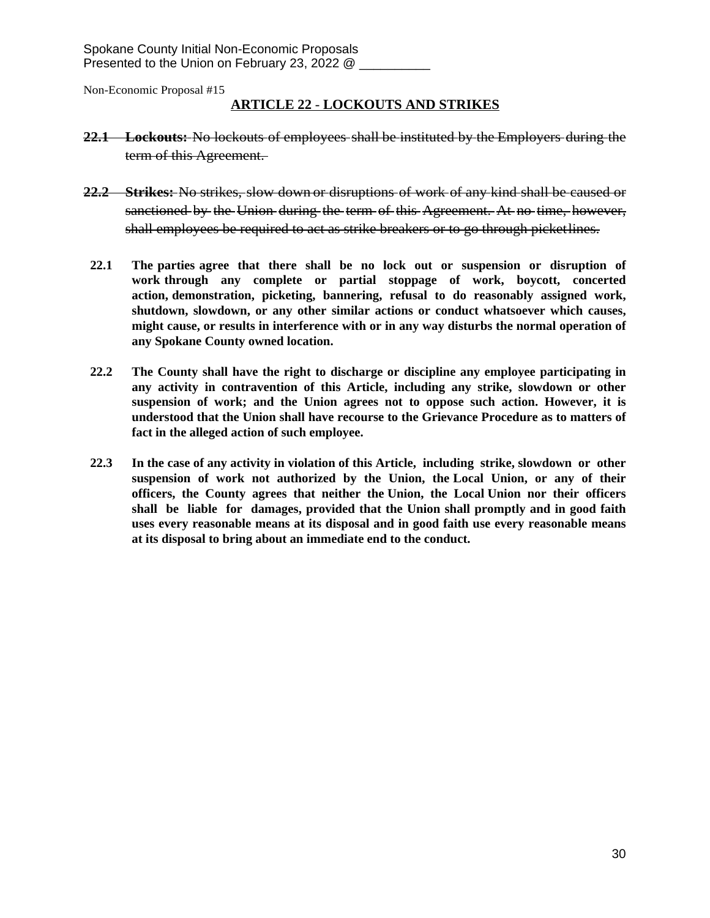Spokane County Initial Non-Economic Proposals
Presented to the Union on February 23, 2022 @ __________

Non-Economic Proposal #15

## ARTICLE 22 - LOCKOUTS AND STRIKES

~~**22.1 Lockouts:** No lockouts of employees shall be instituted by the Employers during the term of this Agreement.~~

~~**22.2 Strikes:** No strikes, slow down or disruptions of work of any kind shall be caused or sanctioned by the Union during the term of this Agreement. At no time, however, shall employees be required to act as strike breakers or to go through picket lines.~~

**22.1 The parties agree that there shall be no lock out or suspension or disruption of work through any complete or partial stoppage of work, boycott, concerted action, demonstration, picketing, bannering, refusal to do reasonably assigned work, shutdown, slowdown, or any other similar actions or conduct whatsoever which causes, might cause, or results in interference with or in any way disturbs the normal operation of any Spokane County owned location.**

**22.2 The County shall have the right to discharge or discipline any employee participating in any activity in contravention of this Article, including any strike, slowdown or other suspension of work; and the Union agrees not to oppose such action. However, it is understood that the Union shall have recourse to the Grievance Procedure as to matters of fact in the alleged action of such employee.**

**22.3 In the case of any activity in violation of this Article, including strike, slowdown or other suspension of work not authorized by the Union, the Local Union, or any of their officers, the County agrees that neither the Union, the Local Union nor their officers shall be liable for damages, provided that the Union shall promptly and in good faith uses every reasonable means at its disposal and in good faith use every reasonable means at its disposal to bring about an immediate end to the conduct.**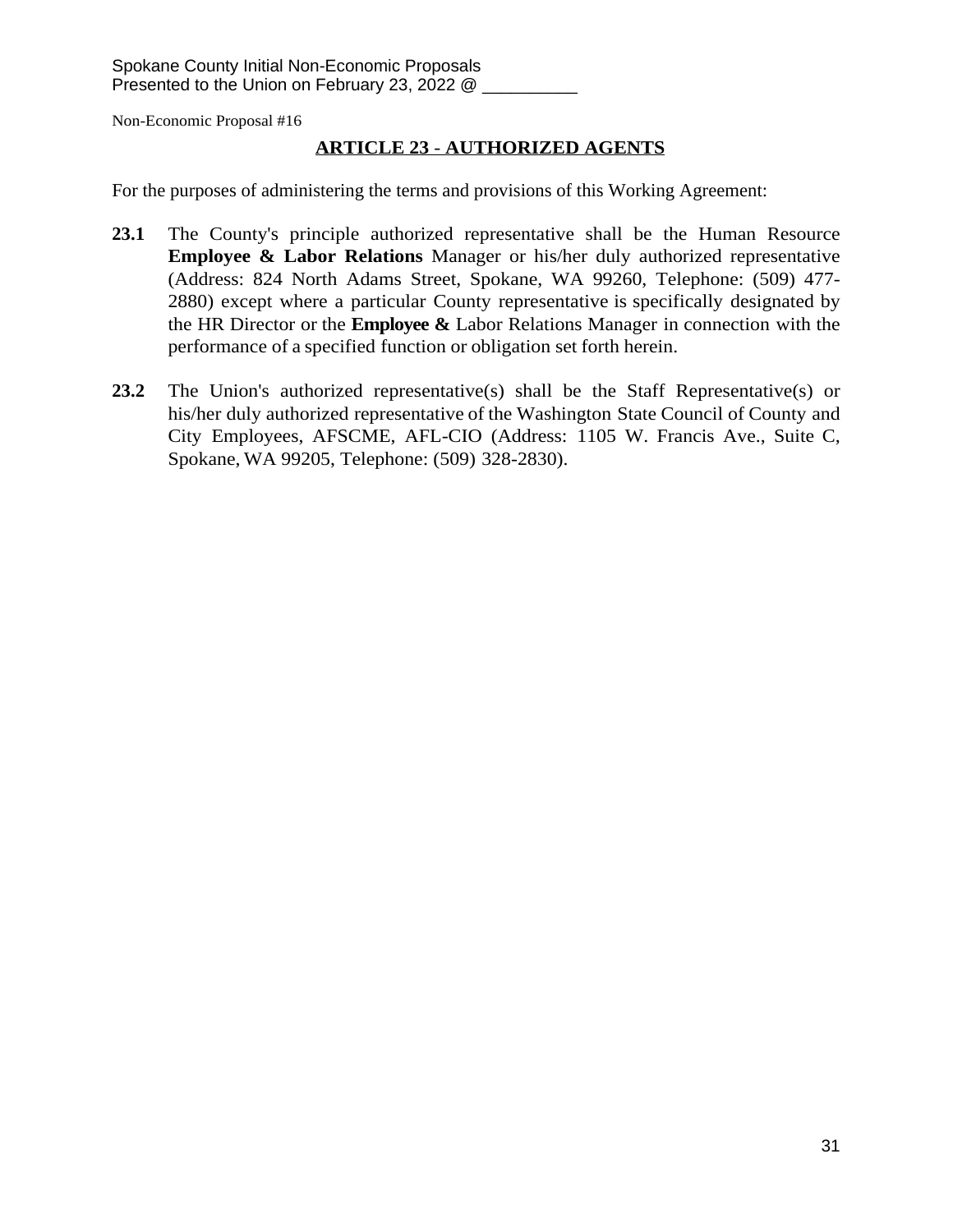Spokane County Initial Non-Economic Proposals
Presented to the Union on February 23, 2022 @ __________

Non-Economic Proposal #16

## ARTICLE 23 - AUTHORIZED AGENTS

For the purposes of administering the terms and provisions of this Working Agreement:

**23.1** The County's principle authorized representative shall be the Human Resource **Employee & Labor Relations** Manager or his/her duly authorized representative (Address: 824 North Adams Street, Spokane, WA 99260, Telephone: (509) 477-2880) except where a particular County representative is specifically designated by the HR Director or the **Employee &** Labor Relations Manager in connection with the performance of a specified function or obligation set forth herein.

**23.2** The Union's authorized representative(s) shall be the Staff Representative(s) or his/her duly authorized representative of the Washington State Council of County and City Employees, AFSCME, AFL-CIO (Address: 1105 W. Francis Ave., Suite C, Spokane, WA 99205, Telephone: (509) 328-2830).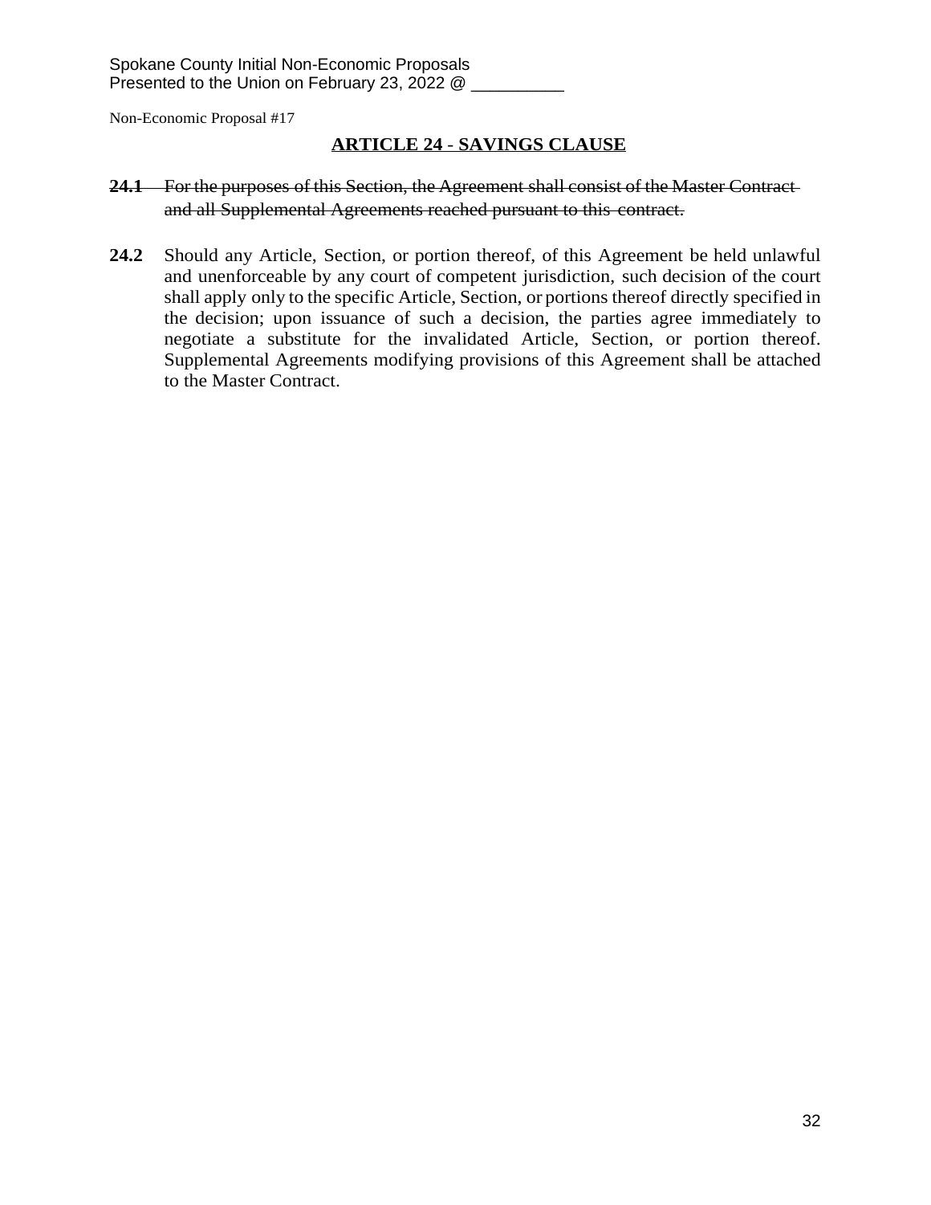Spokane County Initial Non-Economic Proposals
Presented to the Union on February 23, 2022 @ __________

Non-Economic Proposal #17

## ARTICLE 24 - SAVINGS CLAUSE

~~**24.1** For the purposes of this Section, the Agreement shall consist of the Master Contract and all Supplemental Agreements reached pursuant to this contract.~~

**24.2** Should any Article, Section, or portion thereof, of this Agreement be held unlawful and unenforceable by any court of competent jurisdiction, such decision of the court shall apply only to the specific Article, Section, or portions thereof directly specified in the decision; upon issuance of such a decision, the parties agree immediately to negotiate a substitute for the invalidated Article, Section, or portion thereof. Supplemental Agreements modifying provisions of this Agreement shall be attached to the Master Contract.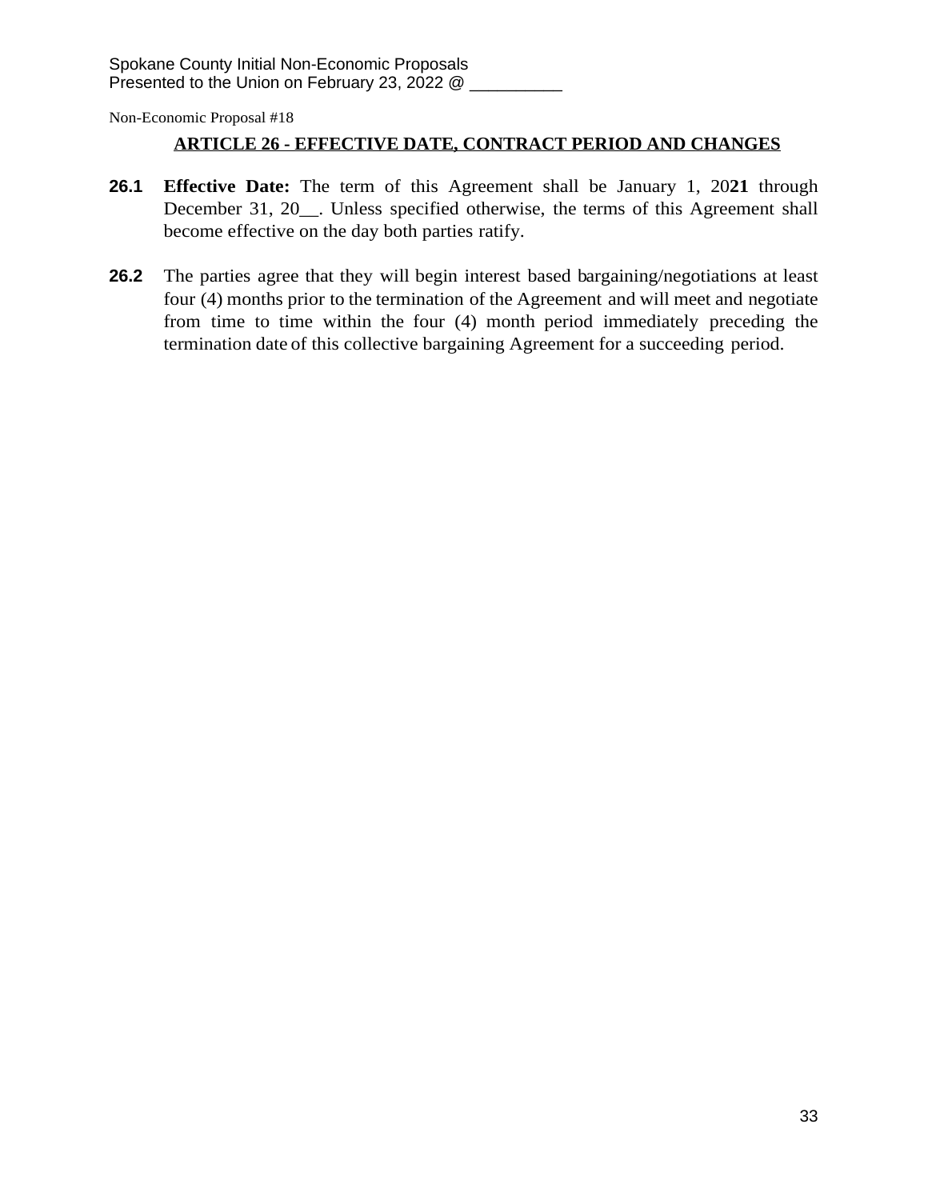Spokane County Initial Non-Economic Proposals
Presented to the Union on February 23, 2022 @ __________

Non-Economic Proposal #18

## ARTICLE 26 - EFFECTIVE DATE, CONTRACT PERIOD AND CHANGES

**26.1** **Effective Date:** The term of this Agreement shall be January 1, 20**21** through December 31, 20__. Unless specified otherwise, the terms of this Agreement shall become effective on the day both parties ratify.

**26.2** The parties agree that they will begin interest based bargaining/negotiations at least four (4) months prior to the termination of the Agreement and will meet and negotiate from time to time within the four (4) month period immediately preceding the termination date of this collective bargaining Agreement for a succeeding period.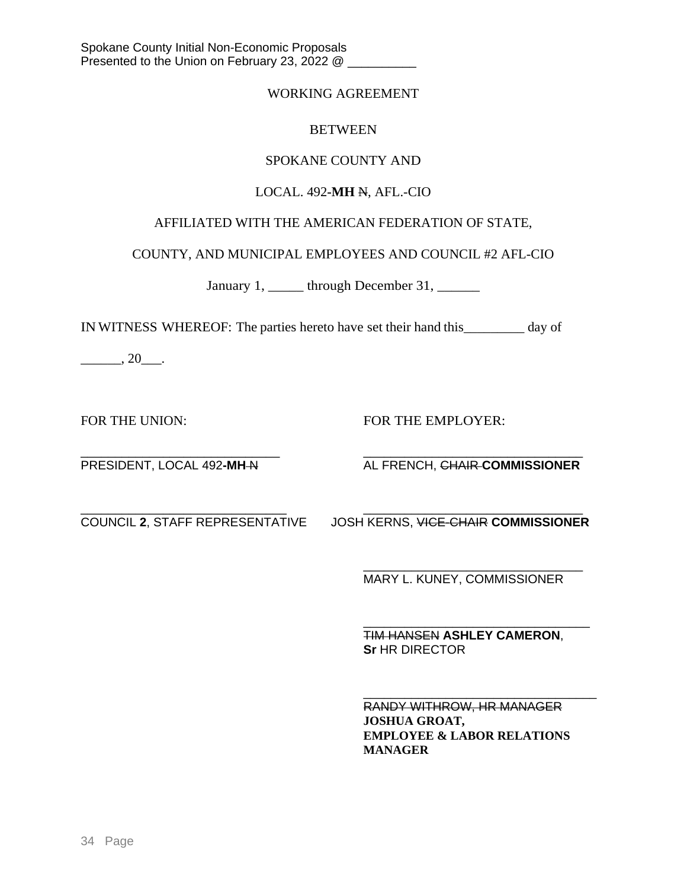Spokane County Initial Non-Economic Proposals
Presented to the Union on February 23, 2022 @ __________

WORKING AGREEMENT

BETWEEN

SPOKANE COUNTY AND

LOCAL. 492-**MH** ~~N~~, AFL.-CIO

AFFILIATED WITH THE AMERICAN FEDERATION OF STATE,

COUNTY, AND MUNICIPAL EMPLOYEES AND COUNCIL #2 AFL-CIO

January 1, _____ through December 31, ______

IN WITNESS WHEREOF: The parties hereto have set their hand this_________ day of ______, 20___.

FOR THE UNION:

_____________________________
PRESIDENT, LOCAL 492-**MH** ~~N~~

_____________________________
COUNCIL **2**, STAFF REPRESENTATIVE

FOR THE EMPLOYER:

_____________________________
AL FRENCH, ~~CHAIR~~ **COMMISSIONER**

_____________________________
JOSH KERNS, ~~VICE-CHAIR~~ **COMMISSIONER**

_____________________________
MARY L. KUNEY, COMMISSIONER

_____________________________
~~TIM HANSEN~~ **ASHLEY CAMERON**, **Sr** HR DIRECTOR

_____________________________
~~RANDY WITHROW, HR MANAGER~~
**JOSHUA GROAT,**
**EMPLOYEE & LABOR RELATIONS MANAGER**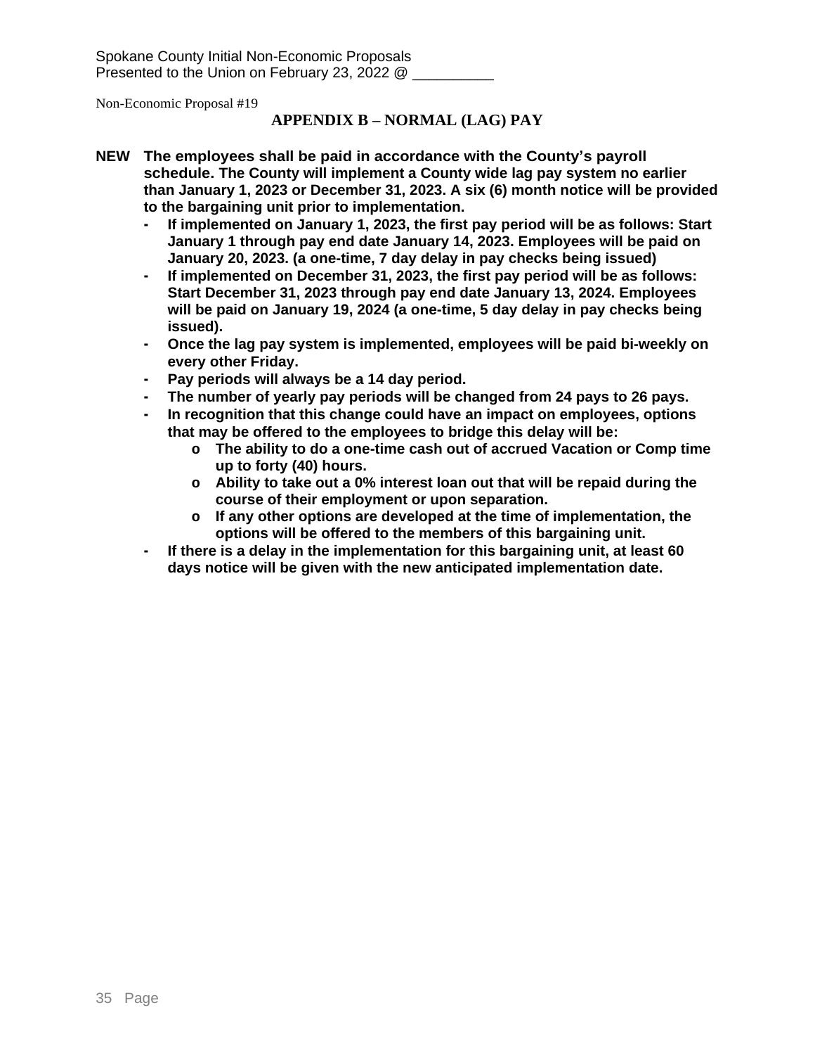Spokane County Initial Non-Economic Proposals
Presented to the Union on February 23, 2022 @ __________

Non-Economic Proposal #19

## APPENDIX B – NORMAL (LAG) PAY

**NEW The employees shall be paid in accordance with the County's payroll schedule. The County will implement a County wide lag pay system no earlier than January 1, 2023 or December 31, 2023. A six (6) month notice will be provided to the bargaining unit prior to implementation.**

- **If implemented on January 1, 2023, the first pay period will be as follows: Start January 1 through pay end date January 14, 2023. Employees will be paid on January 20, 2023. (a one-time, 7 day delay in pay checks being issued)**
- **If implemented on December 31, 2023, the first pay period will be as follows: Start December 31, 2023 through pay end date January 13, 2024. Employees will be paid on January 19, 2024 (a one-time, 5 day delay in pay checks being issued).**
- **Once the lag pay system is implemented, employees will be paid bi-weekly on every other Friday.**
- **Pay periods will always be a 14 day period.**
- **The number of yearly pay periods will be changed from 24 pays to 26 pays.**
- **In recognition that this change could have an impact on employees, options that may be offered to the employees to bridge this delay will be:**
  - **The ability to do a one-time cash out of accrued Vacation or Comp time up to forty (40) hours.**
  - **Ability to take out a 0% interest loan out that will be repaid during the course of their employment or upon separation.**
  - **If any other options are developed at the time of implementation, the options will be offered to the members of this bargaining unit.**
- **If there is a delay in the implementation for this bargaining unit, at least 60 days notice will be given with the new anticipated implementation date.**